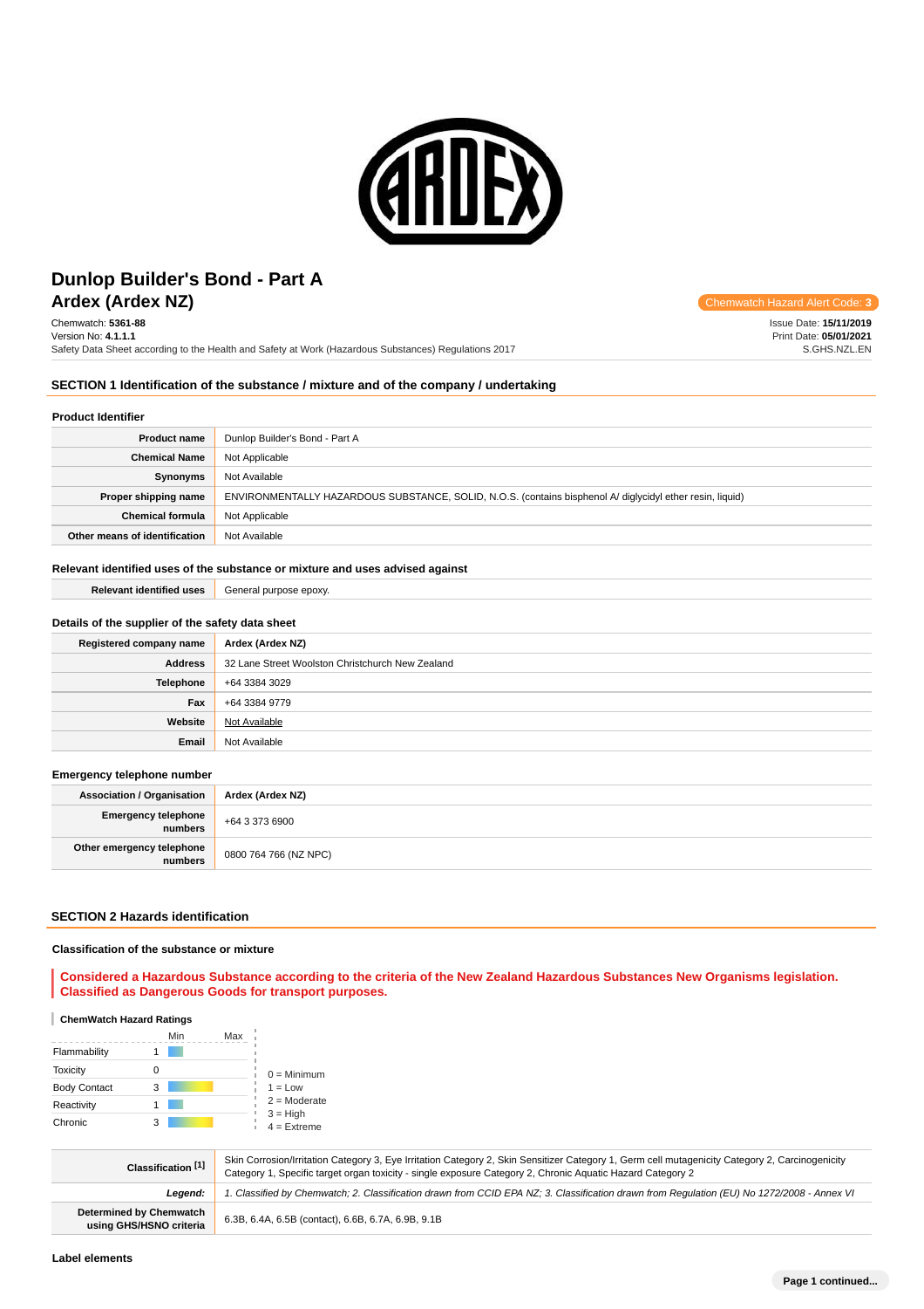# Dunlop Builder's Bond - Part A

## Ardex (Ardex NZ)

Chemwatch Hazard Alert Code: **3**

Chemwatch: **5361-88**
Version No: **4.1.1.1**
Safety Data Sheet according to the Health and Safety at Work (Hazardous Substances) Regulations 2017

Issue Date: **15/11/2019**
Print Date: **05/01/2021**
S.GHS.NZL.EN

## SECTION 1 Identification of the substance / mixture and of the company / undertaking

### Product Identifier

| | |
|---|---|
| **Product name** | Dunlop Builder's Bond - Part A |
| **Chemical Name** | Not Applicable |
| **Synonyms** | Not Available |
| **Proper shipping name** | ENVIRONMENTALLY HAZARDOUS SUBSTANCE, SOLID, N.O.S. (contains bisphenol A/ diglycidyl ether resin, liquid) |
| **Chemical formula** | Not Applicable |
| **Other means of identification** | Not Available |

### Relevant identified uses of the substance or mixture and uses advised against

| | |
|---|---|
| **Relevant identified uses** | General purpose epoxy. |

### Details of the supplier of the safety data sheet

| | |
|---|---|
| **Registered company name** | **Ardex (Ardex NZ)** |
| **Address** | 32 Lane Street Woolston Christchurch New Zealand |
| **Telephone** | +64 3384 3029 |
| **Fax** | +64 3384 9779 |
| **Website** | Not Available |
| **Email** | Not Available |

### Emergency telephone number

| | |
|---|---|
| **Association / Organisation** | **Ardex (Ardex NZ)** |
| **Emergency telephone numbers** | +64 3 373 6900 |
| **Other emergency telephone numbers** | 0800 764 766 (NZ NPC) |

## SECTION 2 Hazards identification

### Classification of the substance or mixture

**Considered a Hazardous Substance according to the criteria of the New Zealand Hazardous Substances New Organisms legislation. Classified as Dangerous Goods for transport purposes.**

#### ChemWatch Hazard Ratings

| | Min | Max |
|---|---|---|
| Flammability | 1 | |
| Toxicity | 0 | |
| Body Contact | 3 | |
| Reactivity | 1 | |
| Chronic | 3 | |

0 = Minimum
1 = Low
2 = Moderate
3 = High
4 = Extreme

| | |
|---|---|
| **Classification [1]** | Skin Corrosion/Irritation Category 3, Eye Irritation Category 2, Skin Sensitizer Category 1, Germ cell mutagenicity Category 2, Carcinogenicity Category 1, Specific target organ toxicity - single exposure Category 2, Chronic Aquatic Hazard Category 2 |
| ***Legend:*** | *1. Classified by Chemwatch; 2. Classification drawn from CCID EPA NZ; 3. Classification drawn from Regulation (EU) No 1272/2008 - Annex VI* |
| **Determined by Chemwatch using GHS/HSNO criteria** | 6.3B, 6.4A, 6.5B (contact), 6.6B, 6.7A, 6.9B, 9.1B |

### Label elements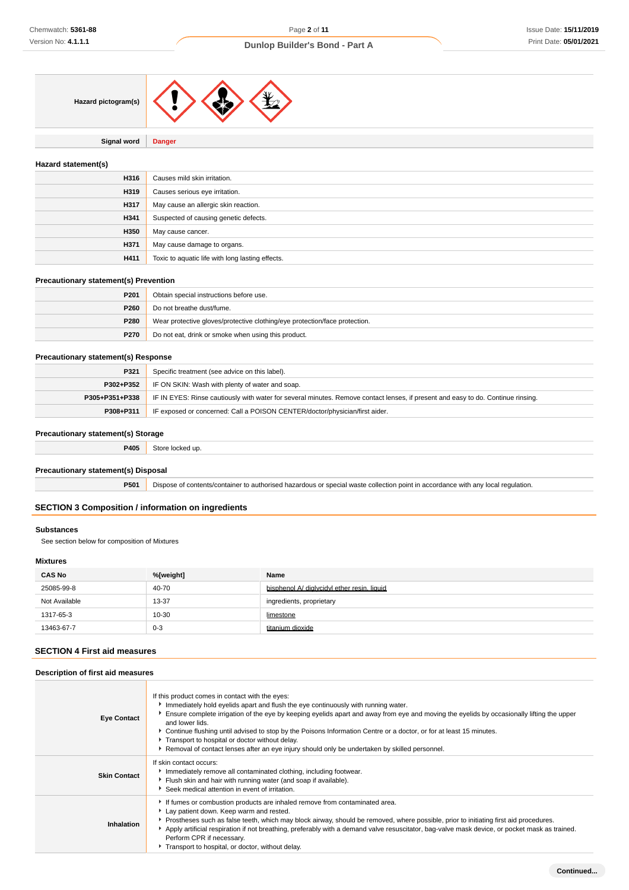| | |
|---|---|
| **Hazard pictogram(s)** | |
| **Signal word** | **Danger** |

### Hazard statement(s)

| | |
|---|---|
| **H316** | Causes mild skin irritation. |
| **H319** | Causes serious eye irritation. |
| **H317** | May cause an allergic skin reaction. |
| **H341** | Suspected of causing genetic defects. |
| **H350** | May cause cancer. |
| **H371** | May cause damage to organs. |
| **H411** | Toxic to aquatic life with long lasting effects. |

### Precautionary statement(s) Prevention

| | |
|---|---|
| **P201** | Obtain special instructions before use. |
| **P260** | Do not breathe dust/fume. |
| **P280** | Wear protective gloves/protective clothing/eye protection/face protection. |
| **P270** | Do not eat, drink or smoke when using this product. |

### Precautionary statement(s) Response

| | |
|---|---|
| **P321** | Specific treatment (see advice on this label). |
| **P302+P352** | IF ON SKIN: Wash with plenty of water and soap. |
| **P305+P351+P338** | IF IN EYES: Rinse cautiously with water for several minutes. Remove contact lenses, if present and easy to do. Continue rinsing. |
| **P308+P311** | IF exposed or concerned: Call a POISON CENTER/doctor/physician/first aider. |

### Precautionary statement(s) Storage

| | |
|---|---|
| **P405** | Store locked up. |

### Precautionary statement(s) Disposal

| | |
|---|---|
| **P501** | Dispose of contents/container to authorised hazardous or special waste collection point in accordance with any local regulation. |

## SECTION 3 Composition / information on ingredients

### Substances

See section below for composition of Mixtures

### Mixtures

| CAS No | %[weight] | Name |
|---|---|---|
| 25085-99-8 | 40-70 | bisphenol A/ diglycidyl ether resin, liquid |
| Not Available | 13-37 | ingredients, proprietary |
| 1317-65-3 | 10-30 | limestone |
| 13463-67-7 | 0-3 | titanium dioxide |

## SECTION 4 First aid measures

### Description of first aid measures

| | |
|---|---|
| **Eye Contact** | If this product comes in contact with the eyes:<br>▸ Immediately hold eyelids apart and flush the eye continuously with running water.<br>▸ Ensure complete irrigation of the eye by keeping eyelids apart and away from eye and moving the eyelids by occasionally lifting the upper and lower lids.<br>▸ Continue flushing until advised to stop by the Poisons Information Centre or a doctor, or for at least 15 minutes.<br>▸ Transport to hospital or doctor without delay.<br>▸ Removal of contact lenses after an eye injury should only be undertaken by skilled personnel. |
| **Skin Contact** | If skin contact occurs:<br>▸ Immediately remove all contaminated clothing, including footwear.<br>▸ Flush skin and hair with running water (and soap if available).<br>▸ Seek medical attention in event of irritation. |
| **Inhalation** | ▸ If fumes or combustion products are inhaled remove from contaminated area.<br>▸ Lay patient down. Keep warm and rested.<br>▸ Prostheses such as false teeth, which may block airway, should be removed, where possible, prior to initiating first aid procedures.<br>▸ Apply artificial respiration if not breathing, preferably with a demand valve resuscitator, bag-valve mask device, or pocket mask as trained. Perform CPR if necessary.<br>▸ Transport to hospital, or doctor, without delay. |

Continued...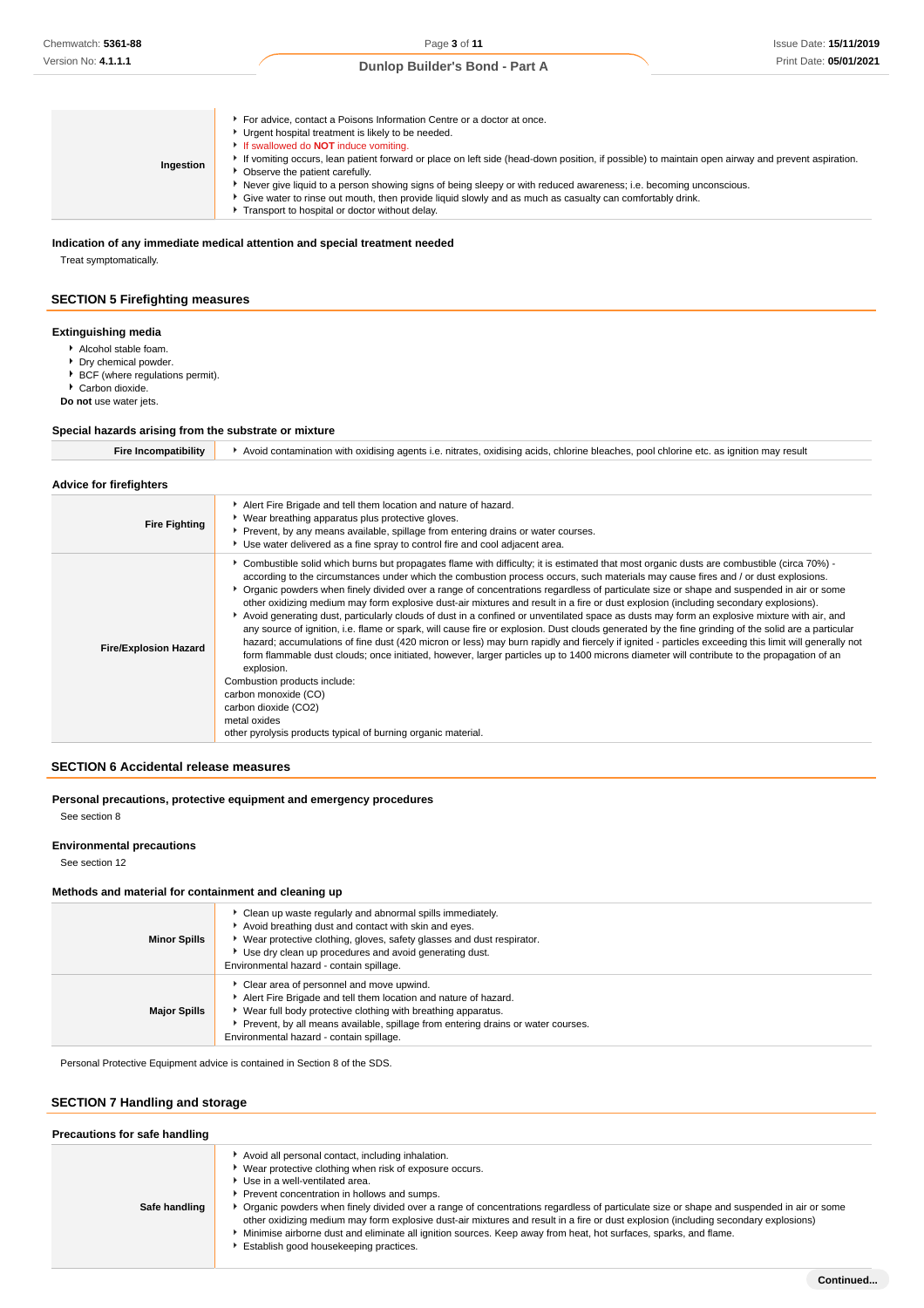| | |
|---|---|
| **Ingestion** | ‣ For advice, contact a Poisons Information Centre or a doctor at once.<br>‣ Urgent hospital treatment is likely to be needed.<br>‣ If swallowed do **NOT** induce vomiting.<br>‣ If vomiting occurs, lean patient forward or place on left side (head-down position, if possible) to maintain open airway and prevent aspiration.<br>‣ Observe the patient carefully.<br>‣ Never give liquid to a person showing signs of being sleepy or with reduced awareness; i.e. becoming unconscious.<br>‣ Give water to rinse out mouth, then provide liquid slowly and as much as casualty can comfortably drink.<br>‣ Transport to hospital or doctor without delay. |

### Indication of any immediate medical attention and special treatment needed

Treat symptomatically.

## SECTION 5 Firefighting measures

### Extinguishing media

- Alcohol stable foam.
- Dry chemical powder.
- BCF (where regulations permit).
- Carbon dioxide.

**Do not** use water jets.

### Special hazards arising from the substrate or mixture

| | |
|---|---|
| **Fire Incompatibility** | ‣ Avoid contamination with oxidising agents i.e. nitrates, oxidising acids, chlorine bleaches, pool chlorine etc. as ignition may result |

### Advice for firefighters

| | |
|---|---|
| **Fire Fighting** | ‣ Alert Fire Brigade and tell them location and nature of hazard.<br>‣ Wear breathing apparatus plus protective gloves.<br>‣ Prevent, by any means available, spillage from entering drains or water courses.<br>‣ Use water delivered as a fine spray to control fire and cool adjacent area. |
| **Fire/Explosion Hazard** | ‣ Combustible solid which burns but propagates flame with difficulty; it is estimated that most organic dusts are combustible (circa 70%) - according to the circumstances under which the combustion process occurs, such materials may cause fires and / or dust explosions.<br>‣ Organic powders when finely divided over a range of concentrations regardless of particulate size or shape and suspended in air or some other oxidizing medium may form explosive dust-air mixtures and result in a fire or dust explosion (including secondary explosions).<br>‣ Avoid generating dust, particularly clouds of dust in a confined or unventilated space as dusts may form an explosive mixture with air, and any source of ignition, i.e. flame or spark, will cause fire or explosion. Dust clouds generated by the fine grinding of the solid are a particular hazard; accumulations of fine dust (420 micron or less) may burn rapidly and fiercely if ignited - particles exceeding this limit will generally not form flammable dust clouds; once initiated, however, larger particles up to 1400 microns diameter will contribute to the propagation of an explosion.<br>Combustion products include:<br>carbon monoxide (CO)<br>carbon dioxide ($CO_2$)<br>metal oxides<br>other pyrolysis products typical of burning organic material. |

## SECTION 6 Accidental release measures

### Personal precautions, protective equipment and emergency procedures

See section 8

### Environmental precautions

See section 12

### Methods and material for containment and cleaning up

| | |
|---|---|
| **Minor Spills** | ‣ Clean up waste regularly and abnormal spills immediately.<br>‣ Avoid breathing dust and contact with skin and eyes.<br>‣ Wear protective clothing, gloves, safety glasses and dust respirator.<br>‣ Use dry clean up procedures and avoid generating dust.<br>Environmental hazard - contain spillage. |
| **Major Spills** | ‣ Clear area of personnel and move upwind.<br>‣ Alert Fire Brigade and tell them location and nature of hazard.<br>‣ Wear full body protective clothing with breathing apparatus.<br>‣ Prevent, by all means available, spillage from entering drains or water courses.<br>Environmental hazard - contain spillage. |

Personal Protective Equipment advice is contained in Section 8 of the SDS.

## SECTION 7 Handling and storage

### Precautions for safe handling

| | |
|---|---|
| **Safe handling** | ‣ Avoid all personal contact, including inhalation.<br>‣ Wear protective clothing when risk of exposure occurs.<br>‣ Use in a well-ventilated area.<br>‣ Prevent concentration in hollows and sumps.<br>‣ Organic powders when finely divided over a range of concentrations regardless of particulate size or shape and suspended in air or some other oxidizing medium may form explosive dust-air mixtures and result in a fire or dust explosion (including secondary explosions)<br>‣ Minimise airborne dust and eliminate all ignition sources. Keep away from heat, hot surfaces, sparks, and flame.<br>‣ Establish good housekeeping practices. |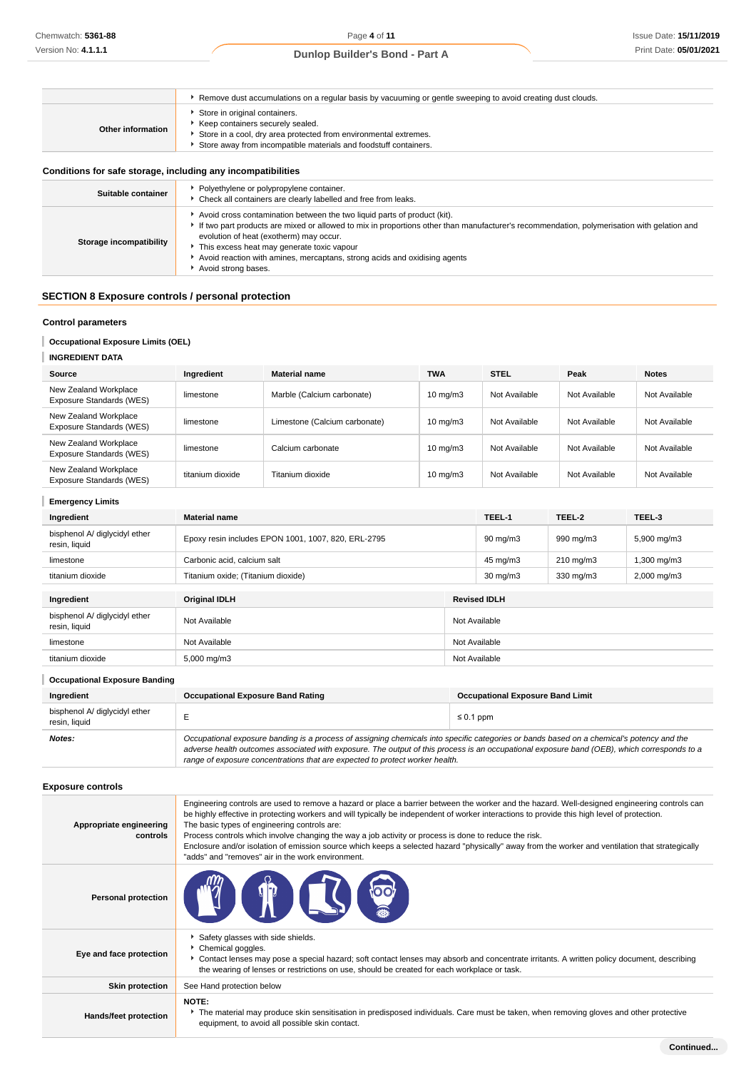| | |
|---|---|
| | ‣ Remove dust accumulations on a regular basis by vacuuming or gentle sweeping to avoid creating dust clouds. |
| **Other information** | ‣ Store in original containers.<br>‣ Keep containers securely sealed.<br>‣ Store in a cool, dry area protected from environmental extremes.<br>‣ Store away from incompatible materials and foodstuff containers. |

### Conditions for safe storage, including any incompatibilities

| | |
|---|---|
| **Suitable container** | ‣ Polyethylene or polypropylene container.<br>‣ Check all containers are clearly labelled and free from leaks. |
| **Storage incompatibility** | ‣ Avoid cross contamination between the two liquid parts of product (kit).<br>‣ If two part products are mixed or allowed to mix in proportions other than manufacturer's recommendation, polymerisation with gelation and evolution of heat (exotherm) may occur.<br>‣ This excess heat may generate toxic vapour<br>‣ Avoid reaction with amines, mercaptans, strong acids and oxidising agents<br>‣ Avoid strong bases. |

## SECTION 8 Exposure controls / personal protection

### Control parameters

#### Occupational Exposure Limits (OEL)

**INGREDIENT DATA**

| Source | Ingredient | Material name | TWA | STEL | Peak | Notes |
|---|---|---|---|---|---|---|
| New Zealand Workplace Exposure Standards (WES) | limestone | Marble (Calcium carbonate) | 10 mg/m3 | Not Available | Not Available | Not Available |
| New Zealand Workplace Exposure Standards (WES) | limestone | Limestone (Calcium carbonate) | 10 mg/m3 | Not Available | Not Available | Not Available |
| New Zealand Workplace Exposure Standards (WES) | limestone | Calcium carbonate | 10 mg/m3 | Not Available | Not Available | Not Available |
| New Zealand Workplace Exposure Standards (WES) | titanium dioxide | Titanium dioxide | 10 mg/m3 | Not Available | Not Available | Not Available |

#### Emergency Limits

| Ingredient | Material name | TEEL-1 | TEEL-2 | TEEL-3 |
|---|---|---|---|---|
| bisphenol A/ diglycidyl ether resin, liquid | Epoxy resin includes EPON 1001, 1007, 820, ERL-2795 | 90 mg/m3 | 990 mg/m3 | 5,900 mg/m3 |
| limestone | Carbonic acid, calcium salt | 45 mg/m3 | 210 mg/m3 | 1,300 mg/m3 |
| titanium dioxide | Titanium oxide; (Titanium dioxide) | 30 mg/m3 | 330 mg/m3 | 2,000 mg/m3 |

| Ingredient | Original IDLH | Revised IDLH |
|---|---|---|
| bisphenol A/ diglycidyl ether resin, liquid | Not Available | Not Available |
| limestone | Not Available | Not Available |
| titanium dioxide | 5,000 mg/m3 | Not Available |

#### Occupational Exposure Banding

| Ingredient | Occupational Exposure Band Rating | Occupational Exposure Band Limit |
|---|---|---|
| bisphenol A/ diglycidyl ether resin, liquid | E | ≤ 0.1 ppm |
| ***Notes:*** | *Occupational exposure banding is a process of assigning chemicals into specific categories or bands based on a chemical's potency and the adverse health outcomes associated with exposure. The output of this process is an occupational exposure band (OEB), which corresponds to a range of exposure concentrations that are expected to protect worker health.* | |

### Exposure controls

| | |
|---|---|
| **Appropriate engineering controls** | Engineering controls are used to remove a hazard or place a barrier between the worker and the hazard. Well-designed engineering controls can be highly effective in protecting workers and will typically be independent of worker interactions to provide this high level of protection.<br>The basic types of engineering controls are:<br>Process controls which involve changing the way a job activity or process is done to reduce the risk.<br>Enclosure and/or isolation of emission source which keeps a selected hazard "physically" away from the worker and ventilation that strategically "adds" and "removes" air in the work environment. |
| **Personal protection** | |
| **Eye and face protection** | ‣ Safety glasses with side shields.<br>‣ Chemical goggles.<br>‣ Contact lenses may pose a special hazard; soft contact lenses may absorb and concentrate irritants. A written policy document, describing the wearing of lenses or restrictions on use, should be created for each workplace or task. |
| **Skin protection** | See Hand protection below |
| **Hands/feet protection** | **NOTE:**<br>‣ The material may produce skin sensitisation in predisposed individuals. Care must be taken, when removing gloves and other protective equipment, to avoid all possible skin contact. |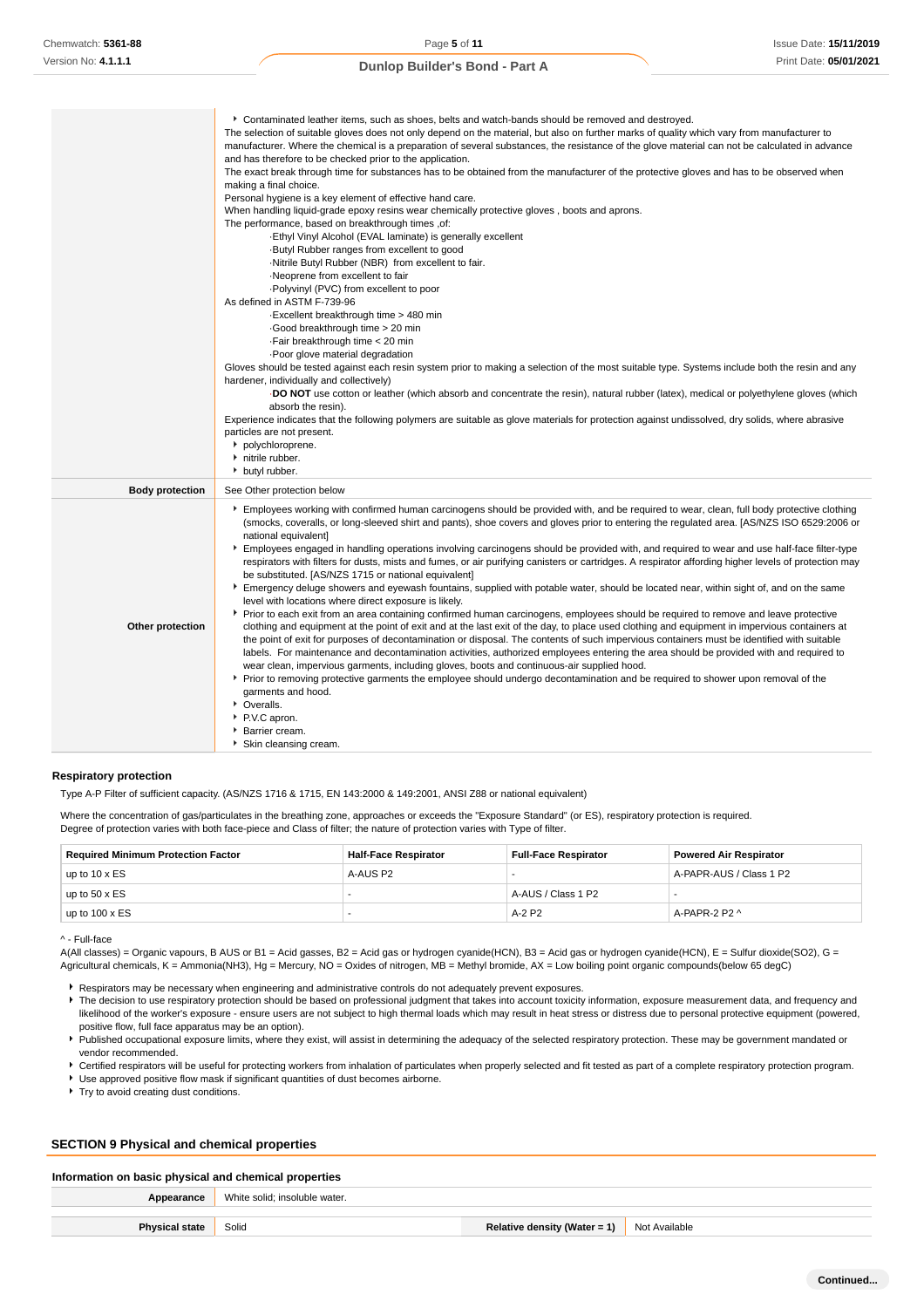| | |
|---|---|
| | ▸ Contaminated leather items, such as shoes, belts and watch-bands should be removed and destroyed.<br>The selection of suitable gloves does not only depend on the material, but also on further marks of quality which vary from manufacturer to manufacturer. Where the chemical is a preparation of several substances, the resistance of the glove material can not be calculated in advance and has therefore to be checked prior to the application.<br>The exact break through time for substances has to be obtained from the manufacturer of the protective gloves and has to be observed when making a final choice.<br>Personal hygiene is a key element of effective hand care.<br>When handling liquid-grade epoxy resins wear chemically protective gloves , boots and aprons.<br>The performance, based on breakthrough times ,of:<br>·Ethyl Vinyl Alcohol (EVAL laminate) is generally excellent<br>·Butyl Rubber ranges from excellent to good<br>·Nitrile Butyl Rubber (NBR) from excellent to fair.<br>·Neoprene from excellent to fair<br>·Polyvinyl (PVC) from excellent to poor<br>As defined in ASTM F-739-96<br>·Excellent breakthrough time > 480 min<br>·Good breakthrough time > 20 min<br>·Fair breakthrough time < 20 min<br>·Poor glove material degradation<br>Gloves should be tested against each resin system prior to making a selection of the most suitable type. Systems include both the resin and any hardener, individually and collectively)<br>·**DO NOT** use cotton or leather (which absorb and concentrate the resin), natural rubber (latex), medical or polyethylene gloves (which absorb the resin).<br>Experience indicates that the following polymers are suitable as glove materials for protection against undissolved, dry solids, where abrasive particles are not present.<br>▸ polychloroprene.<br>▸ nitrile rubber.<br>▸ butyl rubber. |
| **Body protection** | See Other protection below |
| **Other protection** | ▸ Employees working with confirmed human carcinogens should be provided with, and be required to wear, clean, full body protective clothing (smocks, coveralls, or long-sleeved shirt and pants), shoe covers and gloves prior to entering the regulated area. [AS/NZS ISO 6529:2006 or national equivalent]<br>▸ Employees engaged in handling operations involving carcinogens should be provided with, and required to wear and use half-face filter-type respirators with filters for dusts, mists and fumes, or air purifying canisters or cartridges. A respirator affording higher levels of protection may be substituted. [AS/NZS 1715 or national equivalent]<br>▸ Emergency deluge showers and eyewash fountains, supplied with potable water, should be located near, within sight of, and on the same level with locations where direct exposure is likely.<br>▸ Prior to each exit from an area containing confirmed human carcinogens, employees should be required to remove and leave protective clothing and equipment at the point of exit and at the last exit of the day, to place used clothing and equipment in impervious containers at the point of exit for purposes of decontamination or disposal. The contents of such impervious containers must be identified with suitable labels. For maintenance and decontamination activities, authorized employees entering the area should be provided with and required to wear clean, impervious garments, including gloves, boots and continuous-air supplied hood.<br>▸ Prior to removing protective garments the employee should undergo decontamination and be required to shower upon removal of the garments and hood.<br>▸ Overalls.<br>▸ P.V.C apron.<br>▸ Barrier cream.<br>▸ Skin cleansing cream. |

### Respiratory protection

Type A-P Filter of sufficient capacity. (AS/NZS 1716 & 1715, EN 143:2000 & 149:2001, ANSI Z88 or national equivalent)

Where the concentration of gas/particulates in the breathing zone, approaches or exceeds the "Exposure Standard" (or ES), respiratory protection is required.
Degree of protection varies with both face-piece and Class of filter; the nature of protection varies with Type of filter.

| Required Minimum Protection Factor | Half-Face Respirator | Full-Face Respirator | Powered Air Respirator |
|---|---|---|---|
| up to 10 x ES | A-AUS P2 | - | A-PAPR-AUS / Class 1 P2 |
| up to 50 x ES | - | A-AUS / Class 1 P2 | - |
| up to 100 x ES | - | A-2 P2 | A-PAPR-2 P2 ^ |

^ - Full-face

A(All classes) = Organic vapours, B AUS or B1 = Acid gasses, B2 = Acid gas or hydrogen cyanide(HCN), B3 = Acid gas or hydrogen cyanide(HCN), E = Sulfur dioxide(SO2), G = Agricultural chemicals, K = Ammonia(NH3), Hg = Mercury, NO = Oxides of nitrogen, MB = Methyl bromide, AX = Low boiling point organic compounds(below 65 degC)

- Respirators may be necessary when engineering and administrative controls do not adequately prevent exposures.
- The decision to use respiratory protection should be based on professional judgment that takes into account toxicity information, exposure measurement data, and frequency and likelihood of the worker's exposure - ensure users are not subject to high thermal loads which may result in heat stress or distress due to personal protective equipment (powered, positive flow, full face apparatus may be an option).
- Published occupational exposure limits, where they exist, will assist in determining the adequacy of the selected respiratory protection. These may be government mandated or vendor recommended.
- Certified respirators will be useful for protecting workers from inhalation of particulates when properly selected and fit tested as part of a complete respiratory protection program.
- Use approved positive flow mask if significant quantities of dust becomes airborne.
- Try to avoid creating dust conditions.

## SECTION 9 Physical and chemical properties

### Information on basic physical and chemical properties

| | | | |
|---|---|---|---|
| **Appearance** | White solid; insoluble water. | | |
| **Physical state** | Solid | **Relative density (Water = 1)** | Not Available |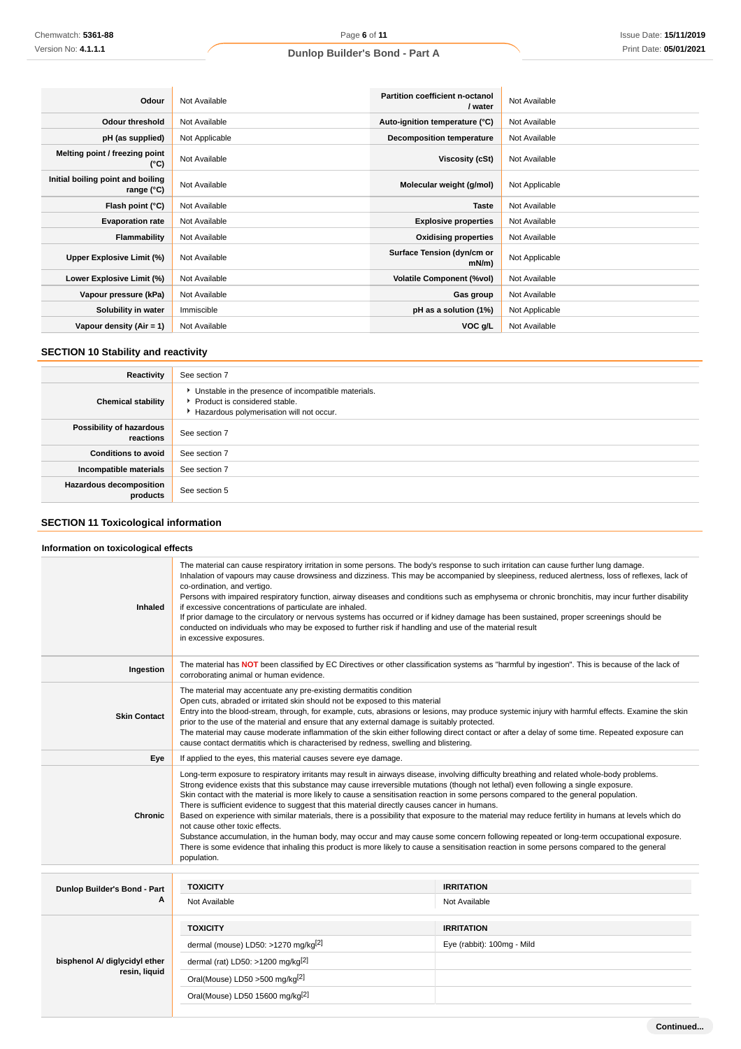| Odour | Not Available | Partition coefficient n-octanol / water | Not Available |
|---|---|---|---|
| Odour threshold | Not Available | Auto-ignition temperature (°C) | Not Available |
| pH (as supplied) | Not Applicable | Decomposition temperature | Not Available |
| Melting point / freezing point (°C) | Not Available | Viscosity (cSt) | Not Available |
| Initial boiling point and boiling range (°C) | Not Available | Molecular weight (g/mol) | Not Applicable |
| Flash point (°C) | Not Available | Taste | Not Available |
| Evaporation rate | Not Available | Explosive properties | Not Available |
| Flammability | Not Available | Oxidising properties | Not Available |
| Upper Explosive Limit (%) | Not Available | Surface Tension (dyn/cm or mN/m) | Not Applicable |
| Lower Explosive Limit (%) | Not Available | Volatile Component (%vol) | Not Available |
| Vapour pressure (kPa) | Not Available | Gas group | Not Available |
| Solubility in water | Immiscible | pH as a solution (1%) | Not Applicable |
| Vapour density (Air = 1) | Not Available | VOC g/L | Not Available |

## SECTION 10 Stability and reactivity

| | |
|---|---|
| Reactivity | See section 7 |
| Chemical stability | - Unstable in the presence of incompatible materials.<br>- Product is considered stable.<br>- Hazardous polymerisation will not occur. |
| Possibility of hazardous reactions | See section 7 |
| Conditions to avoid | See section 7 |
| Incompatible materials | See section 7 |
| Hazardous decomposition products | See section 5 |

## SECTION 11 Toxicological information

### Information on toxicological effects

| | |
|---|---|
| Inhaled | The material can cause respiratory irritation in some persons. The body's response to such irritation can cause further lung damage.<br>Inhalation of vapours may cause drowsiness and dizziness. This may be accompanied by sleepiness, reduced alertness, loss of reflexes, lack of co-ordination, and vertigo.<br>Persons with impaired respiratory function, airway diseases and conditions such as emphysema or chronic bronchitis, may incur further disability if excessive concentrations of particulate are inhaled.<br>If prior damage to the circulatory or nervous systems has occurred or if kidney damage has been sustained, proper screenings should be conducted on individuals who may be exposed to further risk if handling and use of the material result in excessive exposures. |
| Ingestion | The material has **NOT** been classified by EC Directives or other classification systems as "harmful by ingestion". This is because of the lack of corroborating animal or human evidence. |
| Skin Contact | The material may accentuate any pre-existing dermatitis condition<br>Open cuts, abraded or irritated skin should not be exposed to this material<br>Entry into the blood-stream, through, for example, cuts, abrasions or lesions, may produce systemic injury with harmful effects. Examine the skin prior to the use of the material and ensure that any external damage is suitably protected.<br>The material may cause moderate inflammation of the skin either following direct contact or after a delay of some time. Repeated exposure can cause contact dermatitis which is characterised by redness, swelling and blistering. |
| Eye | If applied to the eyes, this material causes severe eye damage. |
| Chronic | Long-term exposure to respiratory irritants may result in airways disease, involving difficulty breathing and related whole-body problems.<br>Strong evidence exists that this substance may cause irreversible mutations (though not lethal) even following a single exposure.<br>Skin contact with the material is more likely to cause a sensitisation reaction in some persons compared to the general population.<br>There is sufficient evidence to suggest that this material directly causes cancer in humans.<br>Based on experience with similar materials, there is a possibility that exposure to the material may reduce fertility in humans at levels which do not cause other toxic effects.<br>Substance accumulation, in the human body, may occur and may cause some concern following repeated or long-term occupational exposure.<br>There is some evidence that inhaling this product is more likely to cause a sensitisation reaction in some persons compared to the general population. |

| | TOXICITY | IRRITATION |
|---|---|---|
| Dunlop Builder's Bond - Part A | Not Available | Not Available |
| | **TOXICITY** | **IRRITATION** |
| bisphenol A/ diglycidyl ether resin, liquid | dermal (mouse) LD50: >1270 mg/kg[2] | Eye (rabbit): 100mg - Mild |
| | dermal (rat) LD50: >1200 mg/kg[2] | |
| | Oral(Mouse) LD50 >500 mg/kg[2] | |
| | Oral(Mouse) LD50 15600 mg/kg[2] | |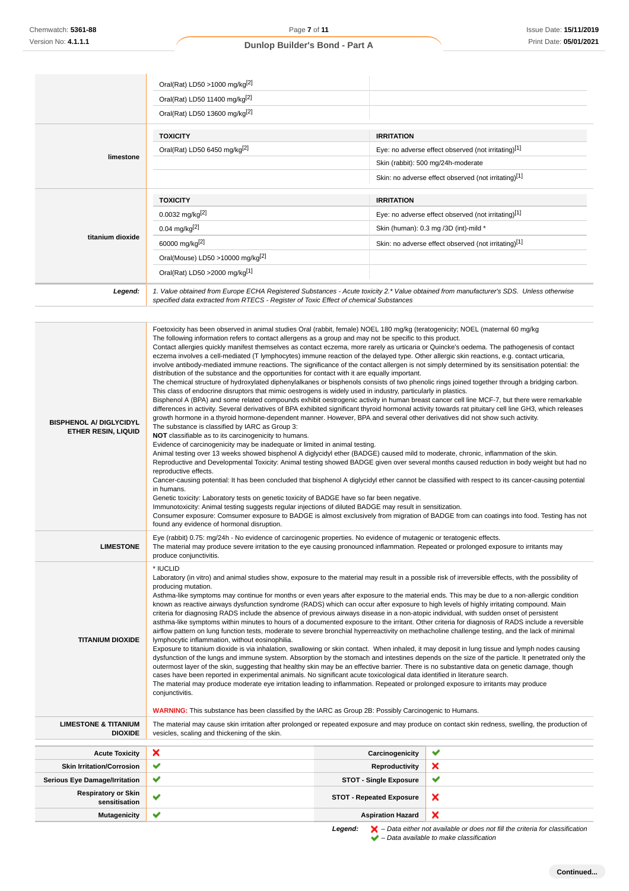| | | |
|---|---|---|
| | Oral(Rat) LD50 >1000 mg/kg[2] | |
| | Oral(Rat) LD50 11400 mg/kg[2] | |
| | Oral(Rat) LD50 13600 mg/kg[2] | |
| **limestone** | **TOXICITY** | **IRRITATION** |
| | Oral(Rat) LD50 6450 mg/kg[2] | Eye: no adverse effect observed (not irritating)[1] |
| | | Skin (rabbit): 500 mg/24h-moderate |
| | | Skin: no adverse effect observed (not irritating)[1] |
| **titanium dioxide** | **TOXICITY** | **IRRITATION** |
| | 0.0032 mg/kg[2] | Eye: no adverse effect observed (not irritating)[1] |
| | 0.04 mg/kg[2] | Skin (human): 0.3 mg /3D (int)-mild * |
| | 60000 mg/kg[2] | Skin: no adverse effect observed (not irritating)[1] |
| | Oral(Mouse) LD50 >10000 mg/kg[2] | |
| | Oral(Rat) LD50 >2000 mg/kg[1] | |
| ***Legend:*** | *1. Value obtained from Europe ECHA Registered Substances - Acute toxicity 2.* Value obtained from manufacturer's SDS. Unless otherwise specified data extracted from RTECS - Register of Toxic Effect of chemical Substances* | |

| | |
|---|---|
| **BISPHENOL A/ DIGLYCIDYL ETHER RESIN, LIQUID** | Foetoxicity has been observed in animal studies Oral (rabbit, female) NOEL 180 mg/kg (teratogenicity; NOEL (maternal 60 mg/kg<br>The following information refers to contact allergens as a group and may not be specific to this product.<br>Contact allergies quickly manifest themselves as contact eczema, more rarely as urticaria or Quincke's oedema. The pathogenesis of contact eczema involves a cell-mediated (T lymphocytes) immune reaction of the delayed type. Other allergic skin reactions, e.g. contact urticaria, involve antibody-mediated immune reactions. The significance of the contact allergen is not simply determined by its sensitisation potential: the distribution of the substance and the opportunities for contact with it are equally important.<br>The chemical structure of hydroxylated diphenylalkanes or bisphenols consists of two phenolic rings joined together through a bridging carbon. This class of endocrine disruptors that mimic oestrogens is widely used in industry, particularly in plastics.<br>Bisphenol A (BPA) and some related compounds exhibit oestrogenic activity in human breast cancer cell line MCF-7, but there were remarkable differences in activity. Several derivatives of BPA exhibited significant thyroid hormonal activity towards rat pituitary cell line GH3, which releases growth hormone in a thyroid hormone-dependent manner. However, BPA and several other derivatives did not show such activity.<br>The substance is classified by IARC as Group 3:<br>**NOT** classifiable as to its carcinogenicity to humans.<br>Evidence of carcinogenicity may be inadequate or limited in animal testing.<br>Animal testing over 13 weeks showed bisphenol A diglycidyl ether (BADGE) caused mild to moderate, chronic, inflammation of the skin.<br>Reproductive and Developmental Toxicity: Animal testing showed BADGE given over several months caused reduction in body weight but had no reproductive effects.<br>Cancer-causing potential: It has been concluded that bisphenol A diglycidyl ether cannot be classified with respect to its cancer-causing potential in humans.<br>Genetic toxicity: Laboratory tests on genetic toxicity of BADGE have so far been negative.<br>Immunotoxicity: Animal testing suggests regular injections of diluted BADGE may result in sensitization.<br>Consumer exposure: Comsumer exposure to BADGE is almost exclusively from migration of BADGE from can coatings into food. Testing has not found any evidence of hormonal disruption. |
| **LIMESTONE** | Eye (rabbit) 0.75: mg/24h - No evidence of carcinogenic properties. No evidence of mutagenic or teratogenic effects.<br>The material may produce severe irritation to the eye causing pronounced inflammation. Repeated or prolonged exposure to irritants may produce conjunctivitis. |
| **TITANIUM DIOXIDE** | * IUCLID<br>Laboratory (in vitro) and animal studies show, exposure to the material may result in a possible risk of irreversible effects, with the possibility of producing mutation.<br>Asthma-like symptoms may continue for months or even years after exposure to the material ends. This may be due to a non-allergic condition known as reactive airways dysfunction syndrome (RADS) which can occur after exposure to high levels of highly irritating compound. Main criteria for diagnosing RADS include the absence of previous airways disease in a non-atopic individual, with sudden onset of persistent asthma-like symptoms within minutes to hours of a documented exposure to the irritant. Other criteria for diagnosis of RADS include a reversible airflow pattern on lung function tests, moderate to severe bronchial hyperreactivity on methacholine challenge testing, and the lack of minimal lymphocytic inflammation, without eosinophilia.<br>Exposure to titanium dioxide is via inhalation, swallowing or skin contact. When inhaled, it may deposit in lung tissue and lymph nodes causing dysfunction of the lungs and immune system. Absorption by the stomach and intestines depends on the size of the particle. It penetrated only the outermost layer of the skin, suggesting that healthy skin may be an effective barrier. There is no substantive data on genetic damage, though cases have been reported in experimental animals. No significant acute toxicological data identified in literature search.<br>The material may produce moderate eye irritation leading to inflammation. Repeated or prolonged exposure to irritants may produce conjunctivitis.<br><br>**WARNING:** This substance has been classified by the IARC as Group 2B: Possibly Carcinogenic to Humans. |
| **LIMESTONE & TITANIUM DIOXIDE** | The material may cause skin irritation after prolonged or repeated exposure and may produce on contact skin redness, swelling, the production of vesicles, scaling and thickening of the skin. |

| | | | |
|---|---|---|---|
| **Acute Toxicity** | ✘ | **Carcinogenicity** | ✔ |
| **Skin Irritation/Corrosion** | ✔ | **Reproductivity** | ✘ |
| **Serious Eye Damage/Irritation** | ✔ | **STOT - Single Exposure** | ✔ |
| **Respiratory or Skin sensitisation** | ✔ | **STOT - Repeated Exposure** | ✘ |
| **Mutagenicity** | ✔ | **Aspiration Hazard** | ✘ |

***Legend:*** ✘ *– Data either not available or does not fill the criteria for classification*
✔ *– Data available to make classification*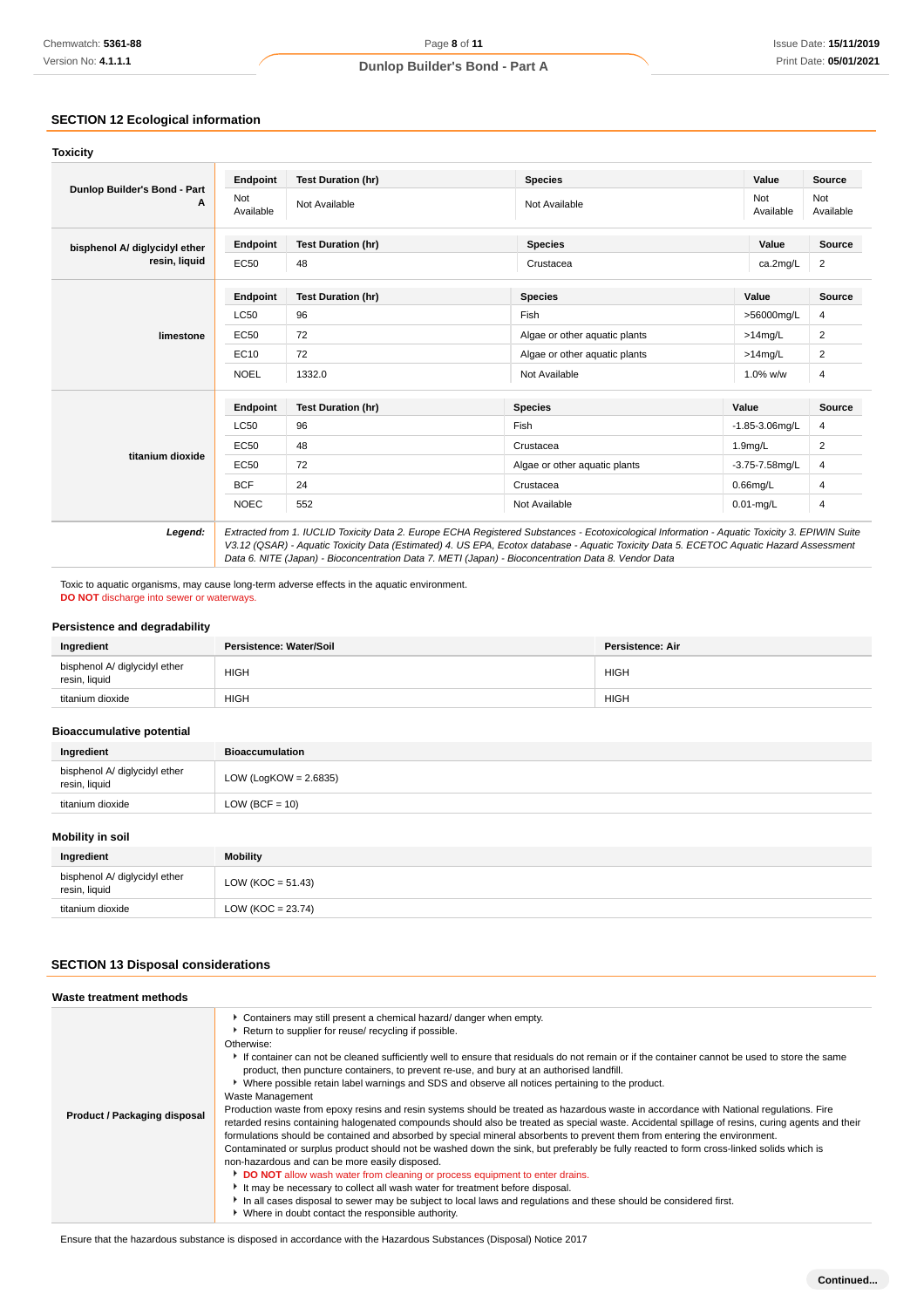## SECTION 12 Ecological information

### Toxicity

| Dunlop Builder's Bond - Part A | Endpoint | Test Duration (hr) | Species | Value | Source |
|---|---|---|---|---|---|
| | Not Available | Not Available | Not Available | Not Available | Not Available |

| bisphenol A/ diglycidyl ether resin, liquid | Endpoint | Test Duration (hr) | Species | Value | Source |
|---|---|---|---|---|---|
| | EC50 | 48 | Crustacea | ca.2mg/L | 2 |

| limestone | Endpoint | Test Duration (hr) | Species | Value | Source |
|---|---|---|---|---|---|
| | LC50 | 96 | Fish | >56000mg/L | 4 |
| | EC50 | 72 | Algae or other aquatic plants | >14mg/L | 2 |
| | EC10 | 72 | Algae or other aquatic plants | >14mg/L | 2 |
| | NOEL | 1332.0 | Not Available | 1.0% w/w | 4 |

| titanium dioxide | Endpoint | Test Duration (hr) | Species | Value | Source |
|---|---|---|---|---|---|
| | LC50 | 96 | Fish | -1.85-3.06mg/L | 4 |
| | EC50 | 48 | Crustacea | 1.9mg/L | 2 |
| | EC50 | 72 | Algae or other aquatic plants | -3.75-7.58mg/L | 4 |
| | BCF | 24 | Crustacea | 0.66mg/L | 4 |
| | NOEC | 552 | Not Available | 0.01-mg/L | 4 |

***Legend:*** *Extracted from 1. IUCLID Toxicity Data 2. Europe ECHA Registered Substances - Ecotoxicological Information - Aquatic Toxicity 3. EPIWIN Suite V3.12 (QSAR) - Aquatic Toxicity Data (Estimated) 4. US EPA, Ecotox database - Aquatic Toxicity Data 5. ECETOC Aquatic Hazard Assessment Data 6. NITE (Japan) - Bioconcentration Data 7. METI (Japan) - Bioconcentration Data 8. Vendor Data*

Toxic to aquatic organisms, may cause long-term adverse effects in the aquatic environment.
**DO NOT** discharge into sewer or waterways.

### Persistence and degradability

| Ingredient | Persistence: Water/Soil | Persistence: Air |
|---|---|---|
| bisphenol A/ diglycidyl ether resin, liquid | HIGH | HIGH |
| titanium dioxide | HIGH | HIGH |

### Bioaccumulative potential

| Ingredient | Bioaccumulation |
|---|---|
| bisphenol A/ diglycidyl ether resin, liquid | LOW (LogKOW = 2.6835) |
| titanium dioxide | LOW (BCF = 10) |

### Mobility in soil

| Ingredient | Mobility |
|---|---|
| bisphenol A/ diglycidyl ether resin, liquid | LOW (KOC = 51.43) |
| titanium dioxide | LOW (KOC = 23.74) |

## SECTION 13 Disposal considerations

### Waste treatment methods

**Product / Packaging disposal**

- Containers may still present a chemical hazard/ danger when empty.
- Return to supplier for reuse/ recycling if possible.

Otherwise:

- If container can not be cleaned sufficiently well to ensure that residuals do not remain or if the container cannot be used to store the same product, then puncture containers, to prevent re-use, and bury at an authorised landfill.
- Where possible retain label warnings and SDS and observe all notices pertaining to the product.

Waste Management
Production waste from epoxy resins and resin systems should be treated as hazardous waste in accordance with National regulations. Fire retarded resins containing halogenated compounds should also be treated as special waste. Accidental spillage of resins, curing agents and their formulations should be contained and absorbed by special mineral absorbents to prevent them from entering the environment.
Contaminated or surplus product should not be washed down the sink, but preferably be fully reacted to form cross-linked solids which is non-hazardous and can be more easily disposed.

- **DO NOT** allow wash water from cleaning or process equipment to enter drains.
- It may be necessary to collect all wash water for treatment before disposal.
- In all cases disposal to sewer may be subject to local laws and regulations and these should be considered first.
- Where in doubt contact the responsible authority.

Ensure that the hazardous substance is disposed in accordance with the Hazardous Substances (Disposal) Notice 2017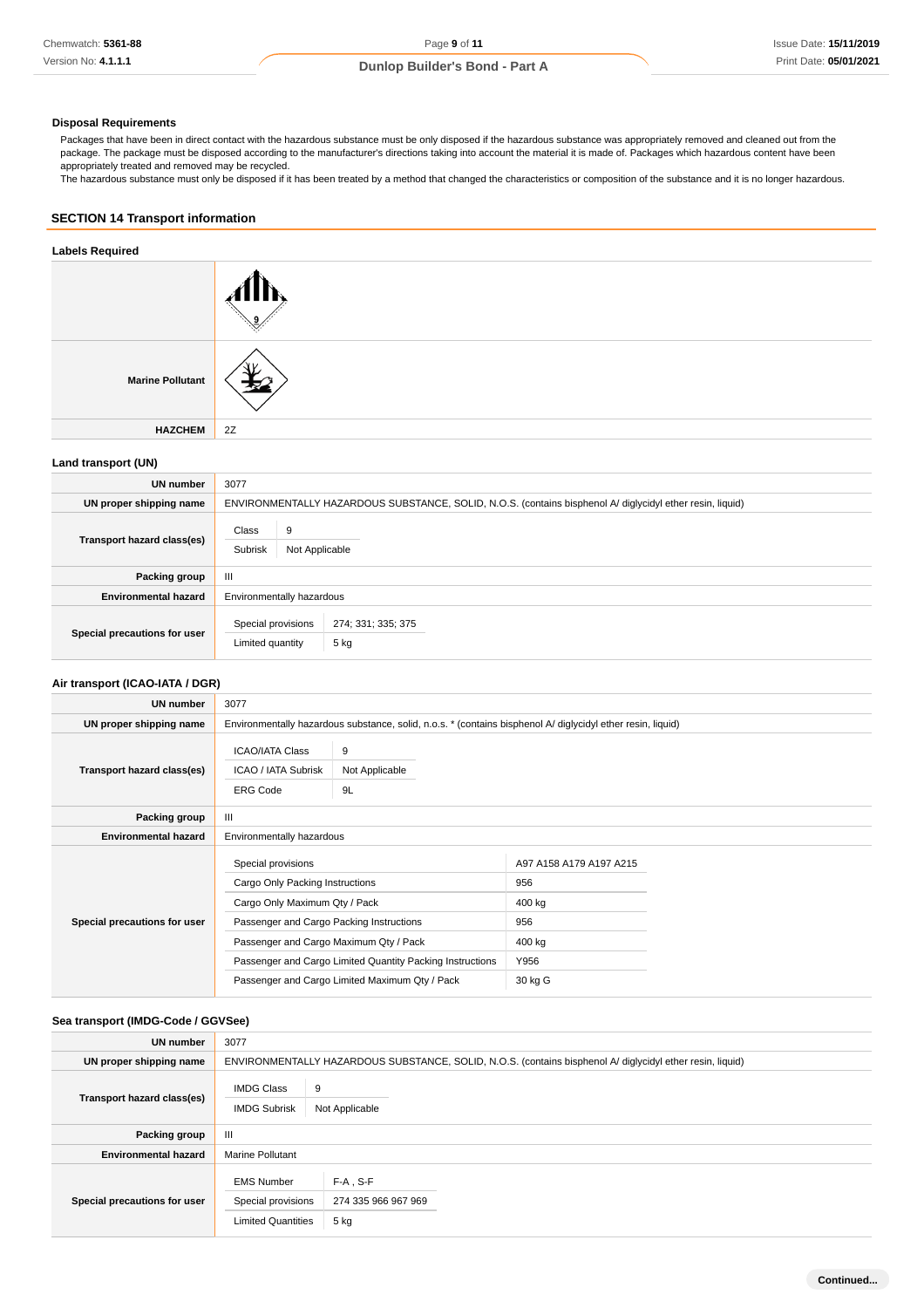### Disposal Requirements

Packages that have been in direct contact with the hazardous substance must be only disposed if the hazardous substance was appropriately removed and cleaned out from the package. The package must be disposed according to the manufacturer's directions taking into account the material it is made of. Packages which hazardous content have been appropriately treated and removed may be recycled.
The hazardous substance must only be disposed if it has been treated by a method that changed the characteristics or composition of the substance and it is no longer hazardous.

## SECTION 14 Transport information

### Labels Required

| | |
|---|---|
| | |
| **Marine Pollutant** | |
| **HAZCHEM** | 2Z |

### Land transport (UN)

| | |
|---|---|
| **UN number** | 3077 |
| **UN proper shipping name** | ENVIRONMENTALLY HAZARDOUS SUBSTANCE, SOLID, N.O.S. (contains bisphenol A/ diglycidyl ether resin, liquid) |
| **Transport hazard class(es)** | Class: 9<br>Subrisk: Not Applicable |
| **Packing group** | III |
| **Environmental hazard** | Environmentally hazardous |
| **Special precautions for user** | Special provisions: 274; 331; 335; 375<br>Limited quantity: 5 kg |

### Air transport (ICAO-IATA / DGR)

| | |
|---|---|
| **UN number** | 3077 |
| **UN proper shipping name** | Environmentally hazardous substance, solid, n.o.s. * (contains bisphenol A/ diglycidyl ether resin, liquid) |
| **Transport hazard class(es)** | ICAO/IATA Class: 9<br>ICAO / IATA Subrisk: Not Applicable<br>ERG Code: 9L |
| **Packing group** | III |
| **Environmental hazard** | Environmentally hazardous |
| **Special precautions for user** | Special provisions: A97 A158 A179 A197 A215<br>Cargo Only Packing Instructions: 956<br>Cargo Only Maximum Qty / Pack: 400 kg<br>Passenger and Cargo Packing Instructions: 956<br>Passenger and Cargo Maximum Qty / Pack: 400 kg<br>Passenger and Cargo Limited Quantity Packing Instructions: Y956<br>Passenger and Cargo Limited Maximum Qty / Pack: 30 kg G |

### Sea transport (IMDG-Code / GGVSee)

| | |
|---|---|
| **UN number** | 3077 |
| **UN proper shipping name** | ENVIRONMENTALLY HAZARDOUS SUBSTANCE, SOLID, N.O.S. (contains bisphenol A/ diglycidyl ether resin, liquid) |
| **Transport hazard class(es)** | IMDG Class: 9<br>IMDG Subrisk: Not Applicable |
| **Packing group** | III |
| **Environmental hazard** | Marine Pollutant |
| **Special precautions for user** | EMS Number: F-A , S-F<br>Special provisions: 274 335 966 967 969<br>Limited Quantities: 5 kg |

Continued...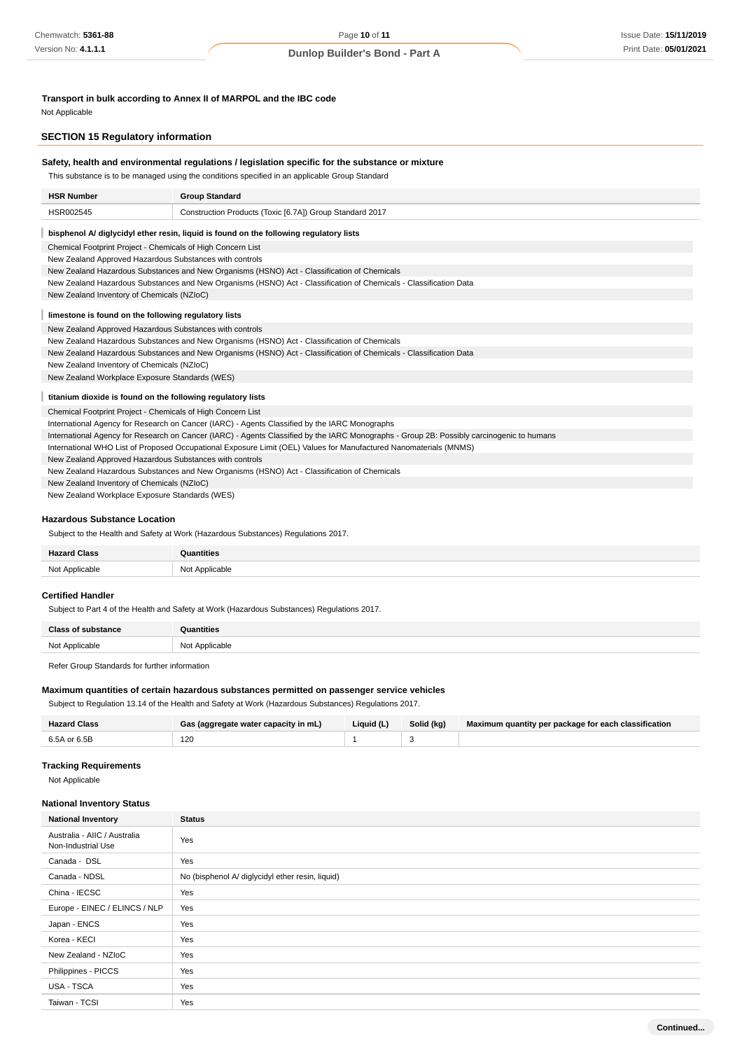**Transport in bulk according to Annex II of MARPOL and the IBC code**

Not Applicable

## SECTION 15 Regulatory information

**Safety, health and environmental regulations / legislation specific for the substance or mixture**

This substance is to be managed using the conditions specified in an applicable Group Standard

| HSR Number | Group Standard |
|---|---|
| HSR002545 | Construction Products (Toxic [6.7A]) Group Standard 2017 |

**bisphenol A/ diglycidyl ether resin, liquid is found on the following regulatory lists**

Chemical Footprint Project - Chemicals of High Concern List
New Zealand Approved Hazardous Substances with controls
New Zealand Hazardous Substances and New Organisms (HSNO) Act - Classification of Chemicals
New Zealand Hazardous Substances and New Organisms (HSNO) Act - Classification of Chemicals - Classification Data
New Zealand Inventory of Chemicals (NZIoC)

**limestone is found on the following regulatory lists**

New Zealand Approved Hazardous Substances with controls
New Zealand Hazardous Substances and New Organisms (HSNO) Act - Classification of Chemicals
New Zealand Hazardous Substances and New Organisms (HSNO) Act - Classification of Chemicals - Classification Data
New Zealand Inventory of Chemicals (NZIoC)
New Zealand Workplace Exposure Standards (WES)

**titanium dioxide is found on the following regulatory lists**

Chemical Footprint Project - Chemicals of High Concern List
International Agency for Research on Cancer (IARC) - Agents Classified by the IARC Monographs
International Agency for Research on Cancer (IARC) - Agents Classified by the IARC Monographs - Group 2B: Possibly carcinogenic to humans
International WHO List of Proposed Occupational Exposure Limit (OEL) Values for Manufactured Nanomaterials (MNMS)
New Zealand Approved Hazardous Substances with controls
New Zealand Hazardous Substances and New Organisms (HSNO) Act - Classification of Chemicals
New Zealand Inventory of Chemicals (NZIoC)
New Zealand Workplace Exposure Standards (WES)

### Hazardous Substance Location

Subject to the Health and Safety at Work (Hazardous Substances) Regulations 2017.

| Hazard Class | Quantities |
|---|---|
| Not Applicable | Not Applicable |

### Certified Handler

Subject to Part 4 of the Health and Safety at Work (Hazardous Substances) Regulations 2017.

| Class of substance | Quantities |
|---|---|
| Not Applicable | Not Applicable |

Refer Group Standards for further information

### Maximum quantities of certain hazardous substances permitted on passenger service vehicles

Subject to Regulation 13.14 of the Health and Safety at Work (Hazardous Substances) Regulations 2017.

| Hazard Class | Gas (aggregate water capacity in mL) | Liquid (L) | Solid (kg) | Maximum quantity per package for each classification |
|---|---|---|---|---|
| 6.5A or 6.5B | 120 | 1 | 3 | |

### Tracking Requirements

Not Applicable

### National Inventory Status

| National Inventory | Status |
|---|---|
| Australia - AIIC / Australia Non-Industrial Use | Yes |
| Canada - DSL | Yes |
| Canada - NDSL | No (bisphenol A/ diglycidyl ether resin, liquid) |
| China - IECSC | Yes |
| Europe - EINEC / ELINCS / NLP | Yes |
| Japan - ENCS | Yes |
| Korea - KECI | Yes |
| New Zealand - NZIoC | Yes |
| Philippines - PICCS | Yes |
| USA - TSCA | Yes |
| Taiwan - TCSI | Yes |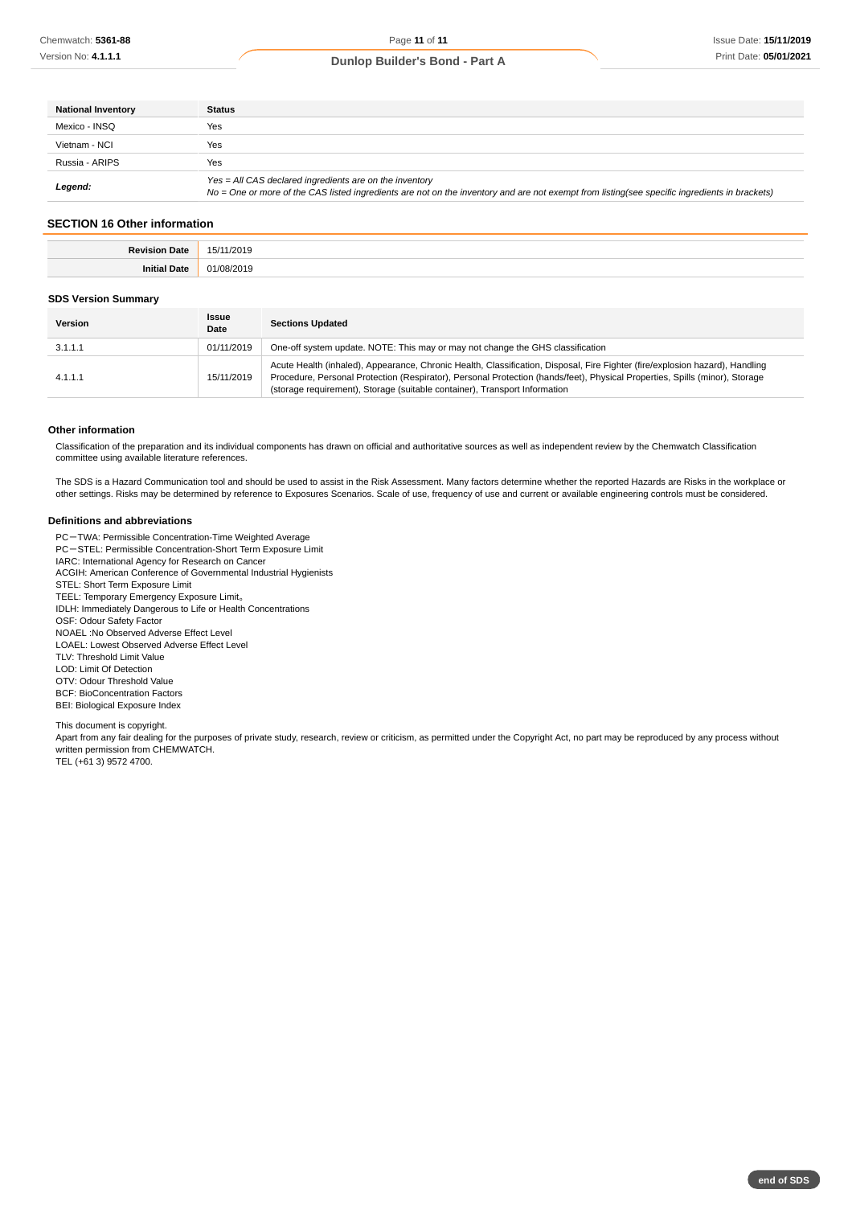| National Inventory | Status |
| --- | --- |
| Mexico - INSQ | Yes |
| Vietnam - NCI | Yes |
| Russia - ARIPS | Yes |
| ***Legend:*** | *Yes = All CAS declared ingredients are on the inventory*<br>*No = One or more of the CAS listed ingredients are not on the inventory and are not exempt from listing(see specific ingredients in brackets)* |

## SECTION 16 Other information

| | |
| --- | --- |
| **Revision Date** | 15/11/2019 |
| **Initial Date** | 01/08/2019 |

### SDS Version Summary

| Version | Issue Date | Sections Updated |
| --- | --- | --- |
| 3.1.1.1 | 01/11/2019 | One-off system update. NOTE: This may or may not change the GHS classification |
| 4.1.1.1 | 15/11/2019 | Acute Health (inhaled), Appearance, Chronic Health, Classification, Disposal, Fire Fighter (fire/explosion hazard), Handling Procedure, Personal Protection (Respirator), Personal Protection (hands/feet), Physical Properties, Spills (minor), Storage (storage requirement), Storage (suitable container), Transport Information |

### Other information

Classification of the preparation and its individual components has drawn on official and authoritative sources as well as independent review by the Chemwatch Classification committee using available literature references.

The SDS is a Hazard Communication tool and should be used to assist in the Risk Assessment. Many factors determine whether the reported Hazards are Risks in the workplace or other settings. Risks may be determined by reference to Exposures Scenarios. Scale of use, frequency of use and current or available engineering controls must be considered.

### Definitions and abbreviations

PC－TWA: Permissible Concentration-Time Weighted Average
PC－STEL: Permissible Concentration-Short Term Exposure Limit
IARC: International Agency for Research on Cancer
ACGIH: American Conference of Governmental Industrial Hygienists
STEL: Short Term Exposure Limit
TEEL: Temporary Emergency Exposure Limit。
IDLH: Immediately Dangerous to Life or Health Concentrations
OSF: Odour Safety Factor
NOAEL :No Observed Adverse Effect Level
LOAEL: Lowest Observed Adverse Effect Level
TLV: Threshold Limit Value
LOD: Limit Of Detection
OTV: Odour Threshold Value
BCF: BioConcentration Factors
BEI: Biological Exposure Index

This document is copyright.
Apart from any fair dealing for the purposes of private study, research, review or criticism, as permitted under the Copyright Act, no part may be reproduced by any process without written permission from CHEMWATCH.
TEL (+61 3) 9572 4700.

end of SDS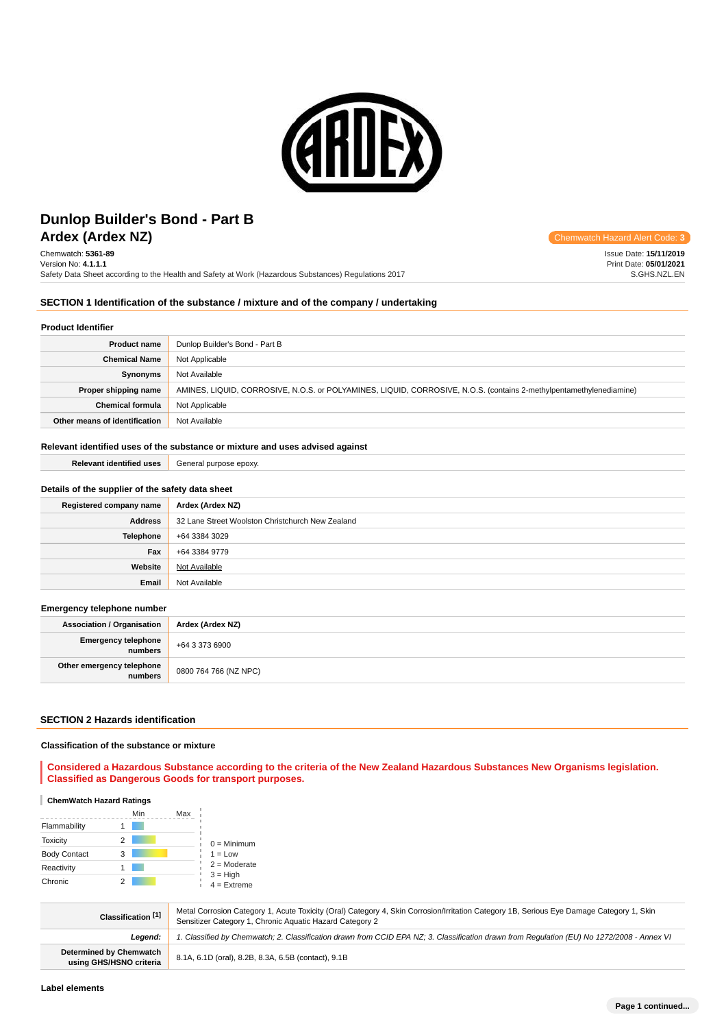# Dunlop Builder's Bond - Part B
## Ardex (Ardex NZ)

Chemwatch Hazard Alert Code: 3

Chemwatch: **5361-89**
Version No: **4.1.1.1**
Safety Data Sheet according to the Health and Safety at Work (Hazardous Substances) Regulations 2017

Issue Date: **15/11/2019**
Print Date: **05/01/2021**
S.GHS.NZL.EN

## SECTION 1 Identification of the substance / mixture and of the company / undertaking

### Product Identifier

| | |
|---|---|
| **Product name** | Dunlop Builder's Bond - Part B |
| **Chemical Name** | Not Applicable |
| **Synonyms** | Not Available |
| **Proper shipping name** | AMINES, LIQUID, CORROSIVE, N.O.S. or POLYAMINES, LIQUID, CORROSIVE, N.O.S. (contains 2-methylpentamethylenediamine) |
| **Chemical formula** | Not Applicable |
| **Other means of identification** | Not Available |

### Relevant identified uses of the substance or mixture and uses advised against

| | |
|---|---|
| **Relevant identified uses** | General purpose epoxy. |

### Details of the supplier of the safety data sheet

| | |
|---|---|
| **Registered company name** | **Ardex (Ardex NZ)** |
| **Address** | 32 Lane Street Woolston Christchurch New Zealand |
| **Telephone** | +64 3384 3029 |
| **Fax** | +64 3384 9779 |
| **Website** | Not Available |
| **Email** | Not Available |

### Emergency telephone number

| | |
|---|---|
| **Association / Organisation** | **Ardex (Ardex NZ)** |
| **Emergency telephone numbers** | +64 3 373 6900 |
| **Other emergency telephone numbers** | 0800 764 766 (NZ NPC) |

## SECTION 2 Hazards identification

### Classification of the substance or mixture

**Considered a Hazardous Substance according to the criteria of the New Zealand Hazardous Substances New Organisms legislation. Classified as Dangerous Goods for transport purposes.**

#### ChemWatch Hazard Ratings

| | | Min | Max |
|---|---|---|---|
| Flammability | 1 | | |
| Toxicity | 2 | | |
| Body Contact | 3 | | |
| Reactivity | 1 | | |
| Chronic | 2 | | |

0 = Minimum
1 = Low
2 = Moderate
3 = High
4 = Extreme

| | |
|---|---|
| **Classification [1]** | Metal Corrosion Category 1, Acute Toxicity (Oral) Category 4, Skin Corrosion/Irritation Category 1B, Serious Eye Damage Category 1, Skin Sensitizer Category 1, Chronic Aquatic Hazard Category 2 |
| ***Legend:*** | *1. Classified by Chemwatch; 2. Classification drawn from CCID EPA NZ; 3. Classification drawn from Regulation (EU) No 1272/2008 - Annex VI* |
| **Determined by Chemwatch using GHS/HSNO criteria** | 8.1A, 6.1D (oral), 8.2B, 8.3A, 6.5B (contact), 9.1B |

### Label elements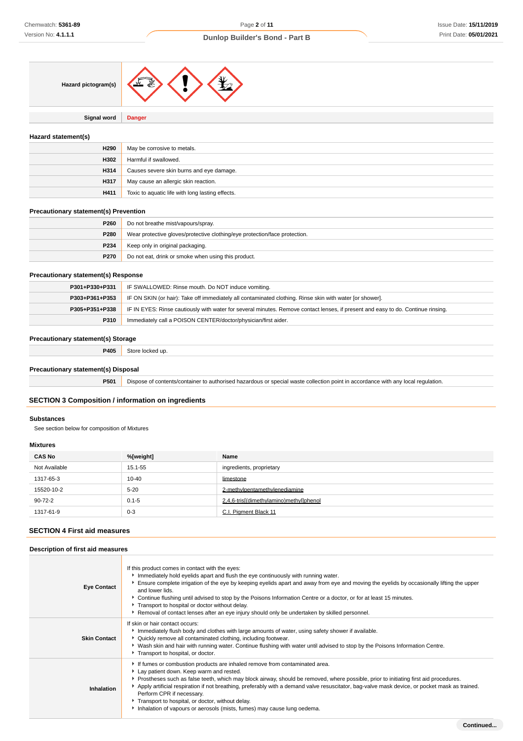| Hazard pictogram(s) | |
|---|---|
| **Signal word** | **Danger** |

### Hazard statement(s)

| | |
|---|---|
| **H290** | May be corrosive to metals. |
| **H302** | Harmful if swallowed. |
| **H314** | Causes severe skin burns and eye damage. |
| **H317** | May cause an allergic skin reaction. |
| **H411** | Toxic to aquatic life with long lasting effects. |

### Precautionary statement(s) Prevention

| | |
|---|---|
| **P260** | Do not breathe mist/vapours/spray. |
| **P280** | Wear protective gloves/protective clothing/eye protection/face protection. |
| **P234** | Keep only in original packaging. |
| **P270** | Do not eat, drink or smoke when using this product. |

### Precautionary statement(s) Response

| | |
|---|---|
| **P301+P330+P331** | IF SWALLOWED: Rinse mouth. Do NOT induce vomiting. |
| **P303+P361+P353** | IF ON SKIN (or hair): Take off immediately all contaminated clothing. Rinse skin with water [or shower]. |
| **P305+P351+P338** | IF IN EYES: Rinse cautiously with water for several minutes. Remove contact lenses, if present and easy to do. Continue rinsing. |
| **P310** | Immediately call a POISON CENTER/doctor/physician/first aider. |

### Precautionary statement(s) Storage

| | |
|---|---|
| **P405** | Store locked up. |

### Precautionary statement(s) Disposal

| | |
|---|---|
| **P501** | Dispose of contents/container to authorised hazardous or special waste collection point in accordance with any local regulation. |

## SECTION 3 Composition / information on ingredients

### Substances

See section below for composition of Mixtures

### Mixtures

| CAS No | %[weight] | Name |
|---|---|---|
| Not Available | 15.1-55 | ingredients, proprietary |
| 1317-65-3 | 10-40 | limestone |
| 15520-10-2 | 5-20 | 2-methylpentamethylenediamine |
| 90-72-2 | 0.1-5 | 2,4,6-tris[(dimethylamino)methyl]phenol |
| 1317-61-9 | 0-3 | C.I. Pigment Black 11 |

## SECTION 4 First aid measures

### Description of first aid measures

| | |
|---|---|
| **Eye Contact** | If this product comes in contact with the eyes:<br>▸ Immediately hold eyelids apart and flush the eye continuously with running water.<br>▸ Ensure complete irrigation of the eye by keeping eyelids apart and away from eye and moving the eyelids by occasionally lifting the upper and lower lids.<br>▸ Continue flushing until advised to stop by the Poisons Information Centre or a doctor, or for at least 15 minutes.<br>▸ Transport to hospital or doctor without delay.<br>▸ Removal of contact lenses after an eye injury should only be undertaken by skilled personnel. |
| **Skin Contact** | If skin or hair contact occurs:<br>▸ Immediately flush body and clothes with large amounts of water, using safety shower if available.<br>▸ Quickly remove all contaminated clothing, including footwear.<br>▸ Wash skin and hair with running water. Continue flushing with water until advised to stop by the Poisons Information Centre.<br>▸ Transport to hospital, or doctor. |
| **Inhalation** | ▸ If fumes or combustion products are inhaled remove from contaminated area.<br>▸ Lay patient down. Keep warm and rested.<br>▸ Prostheses such as false teeth, which may block airway, should be removed, where possible, prior to initiating first aid procedures.<br>▸ Apply artificial respiration if not breathing, preferably with a demand valve resuscitator, bag-valve mask device, or pocket mask as trained. Perform CPR if necessary.<br>▸ Transport to hospital, or doctor, without delay.<br>▸ Inhalation of vapours or aerosols (mists, fumes) may cause lung oedema. |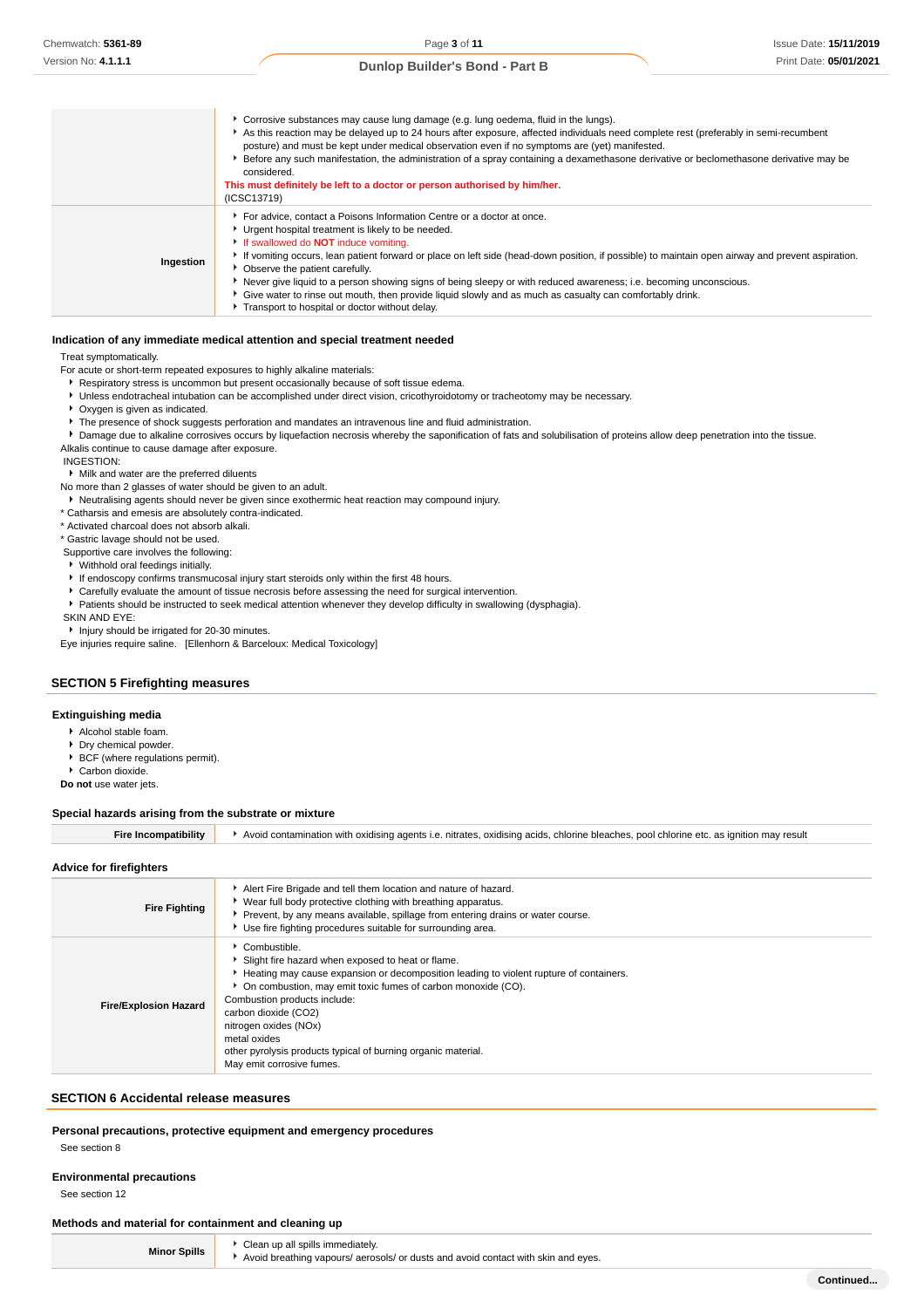| | |
|---|---|
| | - Corrosive substances may cause lung damage (e.g. lung oedema, fluid in the lungs).<br>- As this reaction may be delayed up to 24 hours after exposure, affected individuals need complete rest (preferably in semi-recumbent posture) and must be kept under medical observation even if no symptoms are (yet) manifested.<br>- Before any such manifestation, the administration of a spray containing a dexamethasone derivative or beclomethasone derivative may be considered.<br>**This must definitely be left to a doctor or person authorised by him/her.**<br>(ICSC13719) |
| **Ingestion** | - For advice, contact a Poisons Information Centre or a doctor at once.<br>- Urgent hospital treatment is likely to be needed.<br>- If swallowed do **NOT** induce vomiting.<br>- If vomiting occurs, lean patient forward or place on left side (head-down position, if possible) to maintain open airway and prevent aspiration.<br>- Observe the patient carefully.<br>- Never give liquid to a person showing signs of being sleepy or with reduced awareness; i.e. becoming unconscious.<br>- Give water to rinse out mouth, then provide liquid slowly and as much as casualty can comfortably drink.<br>- Transport to hospital or doctor without delay. |

### Indication of any immediate medical attention and special treatment needed

Treat symptomatically.

For acute or short-term repeated exposures to highly alkaline materials:

- Respiratory stress is uncommon but present occasionally because of soft tissue edema.
- Unless endotracheal intubation can be accomplished under direct vision, cricothyroidotomy or tracheotomy may be necessary.
- Oxygen is given as indicated.
- The presence of shock suggests perforation and mandates an intravenous line and fluid administration.
- Damage due to alkaline corrosives occurs by liquefaction necrosis whereby the saponification of fats and solubilisation of proteins allow deep penetration into the tissue.

Alkalis continue to cause damage after exposure.

INGESTION:

- Milk and water are the preferred diluents

No more than 2 glasses of water should be given to an adult.

- Neutralising agents should never be given since exothermic heat reaction may compound injury.

* Catharsis and emesis are absolutely contra-indicated.
* Activated charcoal does not absorb alkali.
* Gastric lavage should not be used.

Supportive care involves the following:

- Withhold oral feedings initially.
- If endoscopy confirms transmucosal injury start steroids only within the first 48 hours.
- Carefully evaluate the amount of tissue necrosis before assessing the need for surgical intervention.
- Patients should be instructed to seek medical attention whenever they develop difficulty in swallowing (dysphagia).

SKIN AND EYE:

- Injury should be irrigated for 20-30 minutes.

Eye injuries require saline. [Ellenhorn & Barceloux: Medical Toxicology]

## SECTION 5 Firefighting measures

### Extinguishing media

- Alcohol stable foam.
- Dry chemical powder.
- BCF (where regulations permit).
- Carbon dioxide.

**Do not** use water jets.

### Special hazards arising from the substrate or mixture

| | |
|---|---|
| **Fire Incompatibility** | - Avoid contamination with oxidising agents i.e. nitrates, oxidising acids, chlorine bleaches, pool chlorine etc. as ignition may result |

### Advice for firefighters

| | |
|---|---|
| **Fire Fighting** | - Alert Fire Brigade and tell them location and nature of hazard.<br>- Wear full body protective clothing with breathing apparatus.<br>- Prevent, by any means available, spillage from entering drains or water course.<br>- Use fire fighting procedures suitable for surrounding area. |
| **Fire/Explosion Hazard** | - Combustible.<br>- Slight fire hazard when exposed to heat or flame.<br>- Heating may cause expansion or decomposition leading to violent rupture of containers.<br>- On combustion, may emit toxic fumes of carbon monoxide (CO).<br>Combustion products include:<br>carbon dioxide ($CO_2$)<br>nitrogen oxides ($NO_x$)<br>metal oxides<br>other pyrolysis products typical of burning organic material.<br>May emit corrosive fumes. |

## SECTION 6 Accidental release measures

### Personal precautions, protective equipment and emergency procedures

See section 8

### Environmental precautions

See section 12

### Methods and material for containment and cleaning up

| | |
|---|---|
| **Minor Spills** | - Clean up all spills immediately.<br>- Avoid breathing vapours/ aerosols/ or dusts and avoid contact with skin and eyes. |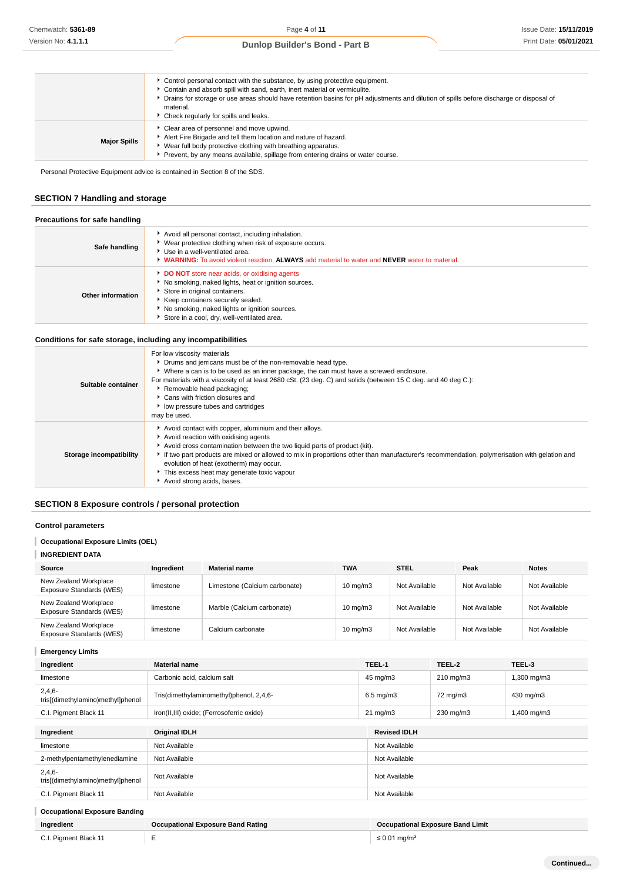| | |
|---|---|
| | - Control personal contact with the substance, by using protective equipment.<br>- Contain and absorb spill with sand, earth, inert material or vermiculite.<br>- Drains for storage or use areas should have retention basins for pH adjustments and dilution of spills before discharge or disposal of material.<br>- Check regularly for spills and leaks. |
| **Major Spills** | - Clear area of personnel and move upwind.<br>- Alert Fire Brigade and tell them location and nature of hazard.<br>- Wear full body protective clothing with breathing apparatus.<br>- Prevent, by any means available, spillage from entering drains or water course. |

Personal Protective Equipment advice is contained in Section 8 of the SDS.

## SECTION 7 Handling and storage

### Precautions for safe handling

| | |
|---|---|
| **Safe handling** | - Avoid all personal contact, including inhalation.<br>- Wear protective clothing when risk of exposure occurs.<br>- Use in a well-ventilated area.<br>- **WARNING:** To avoid violent reaction, **ALWAYS** add material to water and **NEVER** water to material. |
| **Other information** | - **DO NOT** store near acids, or oxidising agents<br>- No smoking, naked lights, heat or ignition sources.<br>- Store in original containers.<br>- Keep containers securely sealed.<br>- No smoking, naked lights or ignition sources.<br>- Store in a cool, dry, well-ventilated area. |

### Conditions for safe storage, including any incompatibilities

| | |
|---|---|
| **Suitable container** | For low viscosity materials<br>- Drums and jerricans must be of the non-removable head type.<br>- Where a can is to be used as an inner package, the can must have a screwed enclosure.<br>For materials with a viscosity of at least 2680 cSt. (23 deg. C) and solids (between 15 C deg. and 40 deg C.):<br>- Removable head packaging;<br>- Cans with friction closures and<br>- low pressure tubes and cartridges<br>may be used. |
| **Storage incompatibility** | - Avoid contact with copper, aluminium and their alloys.<br>- Avoid reaction with oxidising agents<br>- Avoid cross contamination between the two liquid parts of product (kit).<br>- If two part products are mixed or allowed to mix in proportions other than manufacturer's recommendation, polymerisation with gelation and evolution of heat (exotherm) may occur.<br>- This excess heat may generate toxic vapour<br>- Avoid strong acids, bases. |

## SECTION 8 Exposure controls / personal protection

### Control parameters

#### Occupational Exposure Limits (OEL)

#### INGREDIENT DATA

| Source | Ingredient | Material name | TWA | STEL | Peak | Notes |
|---|---|---|---|---|---|---|
| New Zealand Workplace Exposure Standards (WES) | limestone | Limestone (Calcium carbonate) | 10 mg/m3 | Not Available | Not Available | Not Available |
| New Zealand Workplace Exposure Standards (WES) | limestone | Marble (Calcium carbonate) | 10 mg/m3 | Not Available | Not Available | Not Available |
| New Zealand Workplace Exposure Standards (WES) | limestone | Calcium carbonate | 10 mg/m3 | Not Available | Not Available | Not Available |

#### Emergency Limits

| Ingredient | Material name | TEEL-1 | TEEL-2 | TEEL-3 |
|---|---|---|---|---|
| limestone | Carbonic acid, calcium salt | 45 mg/m3 | 210 mg/m3 | 1,300 mg/m3 |
| 2,4,6-tris[(dimethylamino)methyl]phenol | Tris(dimethylaminomethyl)phenol, 2,4,6- | 6.5 mg/m3 | 72 mg/m3 | 430 mg/m3 |
| C.I. Pigment Black 11 | Iron(II,III) oxide; (Ferrosoferric oxide) | 21 mg/m3 | 230 mg/m3 | 1,400 mg/m3 |

| Ingredient | Original IDLH | Revised IDLH |
|---|---|---|
| limestone | Not Available | Not Available |
| 2-methylpentamethylenediamine | Not Available | Not Available |
| 2,4,6-tris[(dimethylamino)methyl]phenol | Not Available | Not Available |
| C.I. Pigment Black 11 | Not Available | Not Available |

#### Occupational Exposure Banding

| Ingredient | Occupational Exposure Band Rating | Occupational Exposure Band Limit |
|---|---|---|
| C.I. Pigment Black 11 | E | ≤ 0.01 mg/m³ |

**Continued...**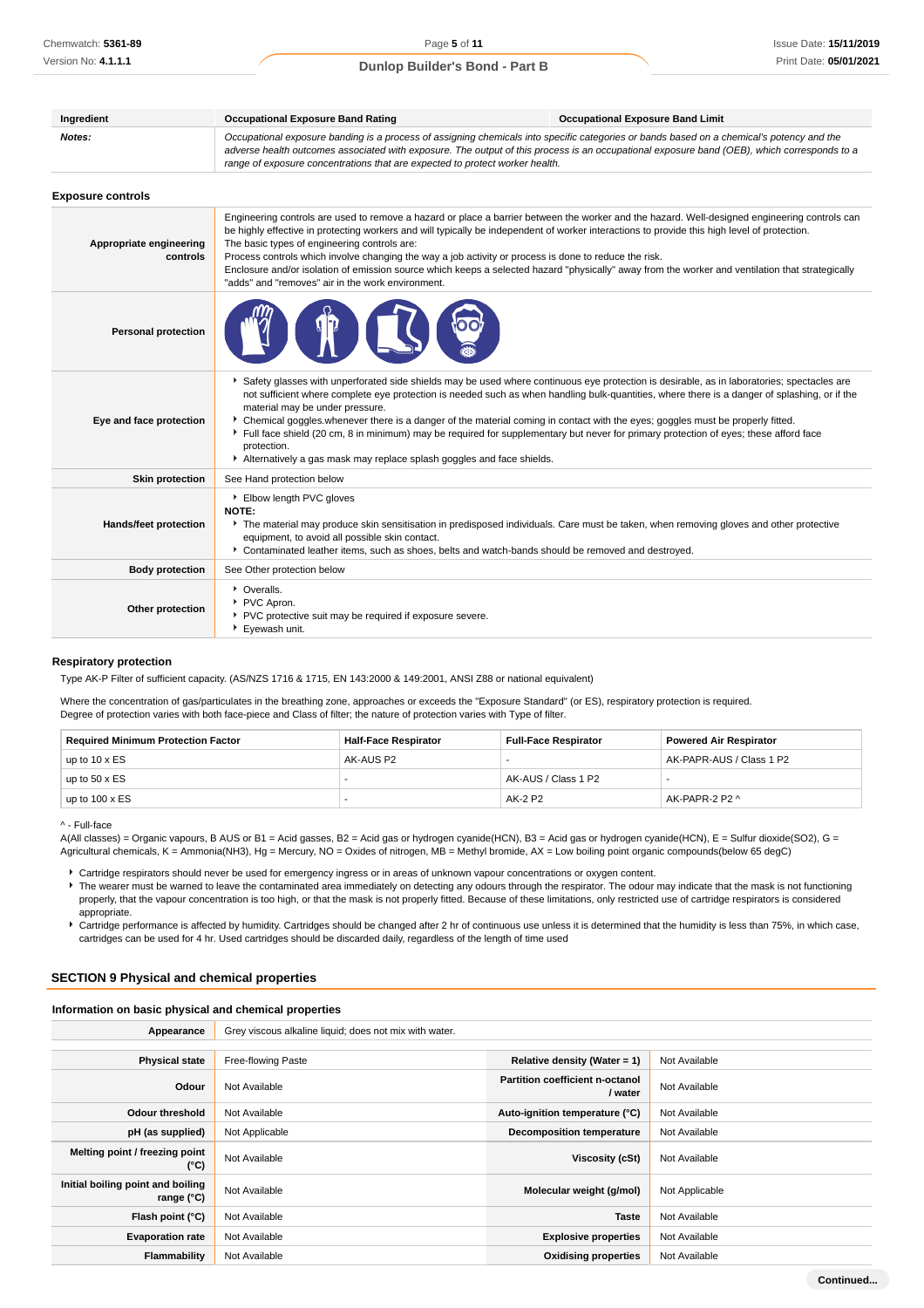| Ingredient | Occupational Exposure Band Rating | Occupational Exposure Band Limit |
|---|---|---|
| ***Notes:*** | *Occupational exposure banding is a process of assigning chemicals into specific categories or bands based on a chemical's potency and the adverse health outcomes associated with exposure. The output of this process is an occupational exposure band (OEB), which corresponds to a range of exposure concentrations that are expected to protect worker health.* | |

### Exposure controls

| | |
|---|---|
| **Appropriate engineering controls** | Engineering controls are used to remove a hazard or place a barrier between the worker and the hazard. Well-designed engineering controls can be highly effective in protecting workers and will typically be independent of worker interactions to provide this high level of protection. The basic types of engineering controls are: Process controls which involve changing the way a job activity or process is done to reduce the risk. Enclosure and/or isolation of emission source which keeps a selected hazard "physically" away from the worker and ventilation that strategically "adds" and "removes" air in the work environment. |
| **Personal protection** | |
| **Eye and face protection** | ▸ Safety glasses with unperforated side shields may be used where continuous eye protection is desirable, as in laboratories; spectacles are not sufficient where complete eye protection is needed such as when handling bulk-quantities, where there is a danger of splashing, or if the material may be under pressure. ▸ Chemical goggles.whenever there is a danger of the material coming in contact with the eyes; goggles must be properly fitted. ▸ Full face shield (20 cm, 8 in minimum) may be required for supplementary but never for primary protection of eyes; these afford face protection. ▸ Alternatively a gas mask may replace splash goggles and face shields. |
| **Skin protection** | See Hand protection below |
| **Hands/feet protection** | ▸ Elbow length PVC gloves **NOTE:** ▸ The material may produce skin sensitisation in predisposed individuals. Care must be taken, when removing gloves and other protective equipment, to avoid all possible skin contact. ▸ Contaminated leather items, such as shoes, belts and watch-bands should be removed and destroyed. |
| **Body protection** | See Other protection below |
| **Other protection** | ▸ Overalls. ▸ PVC Apron. ▸ PVC protective suit may be required if exposure severe. ▸ Eyewash unit. |

### Respiratory protection

Type AK-P Filter of sufficient capacity. (AS/NZS 1716 & 1715, EN 143:2000 & 149:2001, ANSI Z88 or national equivalent)

Where the concentration of gas/particulates in the breathing zone, approaches or exceeds the "Exposure Standard" (or ES), respiratory protection is required.
Degree of protection varies with both face-piece and Class of filter; the nature of protection varies with Type of filter.

| Required Minimum Protection Factor | Half-Face Respirator | Full-Face Respirator | Powered Air Respirator |
|---|---|---|---|
| up to 10 x ES | AK-AUS P2 | - | AK-PAPR-AUS / Class 1 P2 |
| up to 50 x ES | - | AK-AUS / Class 1 P2 | - |
| up to 100 x ES | - | AK-2 P2 | AK-PAPR-2 P2 ^ |

^ - Full-face

A(All classes) = Organic vapours, B AUS or B1 = Acid gasses, B2 = Acid gas or hydrogen cyanide(HCN), B3 = Acid gas or hydrogen cyanide(HCN), E = Sulfur dioxide(SO2), G = Agricultural chemicals, K = Ammonia(NH3), Hg = Mercury, NO = Oxides of nitrogen, MB = Methyl bromide, AX = Low boiling point organic compounds(below 65 degC)

- Cartridge respirators should never be used for emergency ingress or in areas of unknown vapour concentrations or oxygen content.
- The wearer must be warned to leave the contaminated area immediately on detecting any odours through the respirator. The odour may indicate that the mask is not functioning properly, that the vapour concentration is too high, or that the mask is not properly fitted. Because of these limitations, only restricted use of cartridge respirators is considered appropriate.
- Cartridge performance is affected by humidity. Cartridges should be changed after 2 hr of continuous use unless it is determined that the humidity is less than 75%, in which case, cartridges can be used for 4 hr. Used cartridges should be discarded daily, regardless of the length of time used

## SECTION 9 Physical and chemical properties

### Information on basic physical and chemical properties

| | | | |
|---|---|---|---|
| **Appearance** | Grey viscous alkaline liquid; does not mix with water. | | |
| **Physical state** | Free-flowing Paste | **Relative density (Water = 1)** | Not Available |
| **Odour** | Not Available | **Partition coefficient n-octanol / water** | Not Available |
| **Odour threshold** | Not Available | **Auto-ignition temperature (°C)** | Not Available |
| **pH (as supplied)** | Not Applicable | **Decomposition temperature** | Not Available |
| **Melting point / freezing point (°C)** | Not Available | **Viscosity (cSt)** | Not Available |
| **Initial boiling point and boiling range (°C)** | Not Available | **Molecular weight (g/mol)** | Not Applicable |
| **Flash point (°C)** | Not Available | **Taste** | Not Available |
| **Evaporation rate** | Not Available | **Explosive properties** | Not Available |
| **Flammability** | Not Available | **Oxidising properties** | Not Available |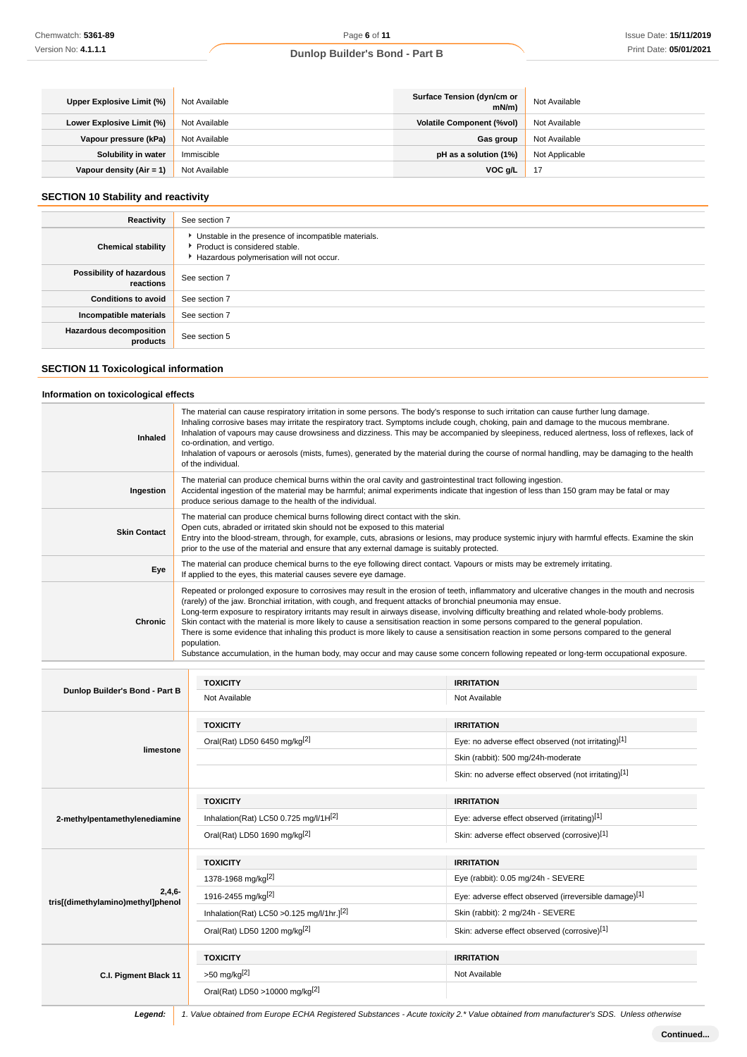| Upper Explosive Limit (%) | Not Available | Surface Tension (dyn/cm or mN/m) | Not Available |
|---|---|---|---|
| Lower Explosive Limit (%) | Not Available | Volatile Component (%vol) | Not Available |
| Vapour pressure (kPa) | Not Available | Gas group | Not Available |
| Solubility in water | Immiscible | pH as a solution (1%) | Not Applicable |
| Vapour density (Air = 1) | Not Available | VOC g/L | 17 |

## SECTION 10 Stability and reactivity

| | |
|---|---|
| **Reactivity** | See section 7 |
| **Chemical stability** | ‣ Unstable in the presence of incompatible materials.<br>‣ Product is considered stable.<br>‣ Hazardous polymerisation will not occur. |
| **Possibility of hazardous reactions** | See section 7 |
| **Conditions to avoid** | See section 7 |
| **Incompatible materials** | See section 7 |
| **Hazardous decomposition products** | See section 5 |

## SECTION 11 Toxicological information

### Information on toxicological effects

| | |
|---|---|
| **Inhaled** | The material can cause respiratory irritation in some persons. The body's response to such irritation can cause further lung damage.<br>Inhaling corrosive bases may irritate the respiratory tract. Symptoms include cough, choking, pain and damage to the mucous membrane.<br>Inhalation of vapours may cause drowsiness and dizziness. This may be accompanied by sleepiness, reduced alertness, loss of reflexes, lack of co-ordination, and vertigo.<br>Inhalation of vapours or aerosols (mists, fumes), generated by the material during the course of normal handling, may be damaging to the health of the individual. |
| **Ingestion** | The material can produce chemical burns within the oral cavity and gastrointestinal tract following ingestion.<br>Accidental ingestion of the material may be harmful; animal experiments indicate that ingestion of less than 150 gram may be fatal or may produce serious damage to the health of the individual. |
| **Skin Contact** | The material can produce chemical burns following direct contact with the skin.<br>Open cuts, abraded or irritated skin should not be exposed to this material<br>Entry into the blood-stream, through, for example, cuts, abrasions or lesions, may produce systemic injury with harmful effects. Examine the skin prior to the use of the material and ensure that any external damage is suitably protected. |
| **Eye** | The material can produce chemical burns to the eye following direct contact. Vapours or mists may be extremely irritating.<br>If applied to the eyes, this material causes severe eye damage. |
| **Chronic** | Repeated or prolonged exposure to corrosives may result in the erosion of teeth, inflammatory and ulcerative changes in the mouth and necrosis (rarely) of the jaw. Bronchial irritation, with cough, and frequent attacks of bronchial pneumonia may ensue.<br>Long-term exposure to respiratory irritants may result in airways disease, involving difficulty breathing and related whole-body problems.<br>Skin contact with the material is more likely to cause a sensitisation reaction in some persons compared to the general population.<br>There is some evidence that inhaling this product is more likely to cause a sensitisation reaction in some persons compared to the general population.<br>Substance accumulation, in the human body, may occur and may cause some concern following repeated or long-term occupational exposure. |

| | TOXICITY | IRRITATION |
|---|---|---|
| **Dunlop Builder's Bond - Part B** | Not Available | Not Available |
| | **TOXICITY** | **IRRITATION** |
| **limestone** | Oral(Rat) LD50 6450 mg/kg[2] | Eye: no adverse effect observed (not irritating)[1] |
| | | Skin (rabbit): 500 mg/24h-moderate |
| | | Skin: no adverse effect observed (not irritating)[1] |
| | **TOXICITY** | **IRRITATION** |
| **2-methylpentamethylenediamine** | Inhalation(Rat) LC50 0.725 mg/l/1H[2] | Eye: adverse effect observed (irritating)[1] |
| | Oral(Rat) LD50 1690 mg/kg[2] | Skin: adverse effect observed (corrosive)[1] |
| | **TOXICITY** | **IRRITATION** |
| **2,4,6-tris[(dimethylamino)methyl]phenol** | 1378-1968 mg/kg[2] | Eye (rabbit): 0.05 mg/24h - SEVERE |
| | 1916-2455 mg/kg[2] | Eye: adverse effect observed (irreversible damage)[1] |
| | Inhalation(Rat) LC50 >0.125 mg/l/1hr.][2] | Skin (rabbit): 2 mg/24h - SEVERE |
| | Oral(Rat) LD50 1200 mg/kg[2] | Skin: adverse effect observed (corrosive)[1] |
| | **TOXICITY** | **IRRITATION** |
| **C.I. Pigment Black 11** | >50 mg/kg[2] | Not Available |
| | Oral(Rat) LD50 >10000 mg/kg[2] | |

***Legend:*** *1. Value obtained from Europe ECHA Registered Substances - Acute toxicity 2.* Value obtained from manufacturer's SDS. Unless otherwise*

**Continued...**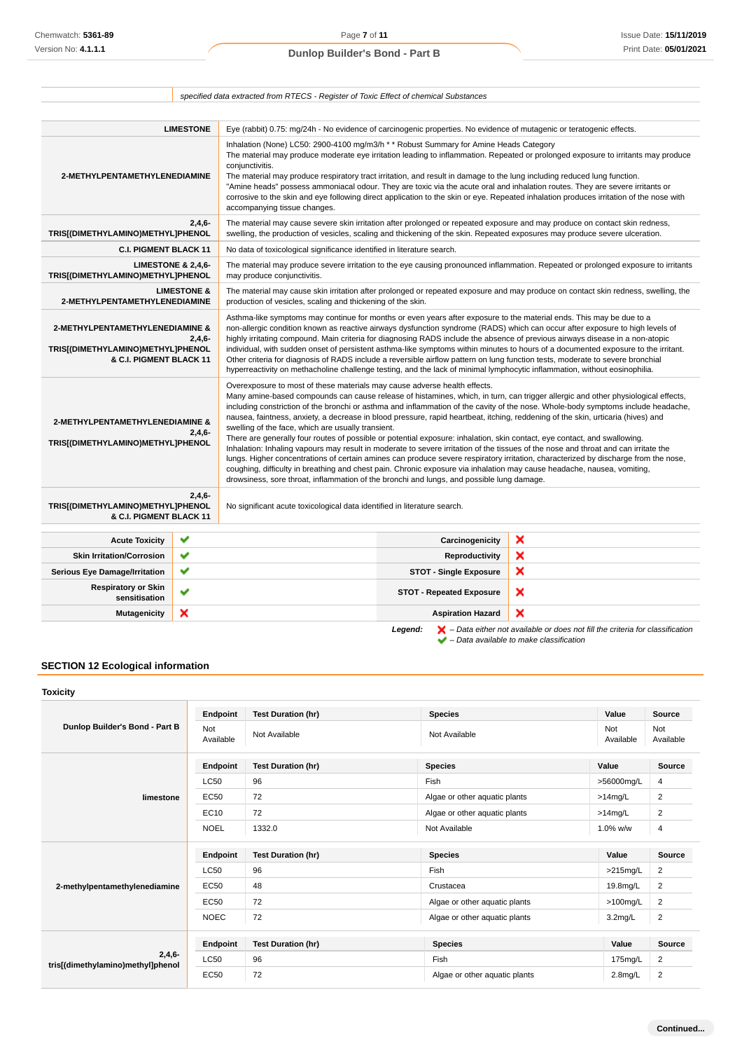| | specified data extracted from RTECS - Register of Toxic Effect of chemical Substances |
|---|---|

| | |
|---|---|
| **LIMESTONE** | Eye (rabbit) 0.75: mg/24h - No evidence of carcinogenic properties. No evidence of mutagenic or teratogenic effects. |
| **2-METHYLPENTAMETHYLENEDIAMINE** | Inhalation (None) LC50: 2900-4100 mg/m3/h * * Robust Summary for Amine Heads Category<br>The material may produce moderate eye irritation leading to inflammation. Repeated or prolonged exposure to irritants may produce conjunctivitis.<br>The material may produce respiratory tract irritation, and result in damage to the lung including reduced lung function.<br>"Amine heads" possess ammoniacal odour. They are toxic via the acute oral and inhalation routes. They are severe irritants or corrosive to the skin and eye following direct application to the skin or eye. Repeated inhalation produces irritation of the nose with accompanying tissue changes. |
| **2,4,6-TRIS[(DIMETHYLAMINO)METHYL]PHENOL** | The material may cause severe skin irritation after prolonged or repeated exposure and may produce on contact skin redness, swelling, the production of vesicles, scaling and thickening of the skin. Repeated exposures may produce severe ulceration. |
| **C.I. PIGMENT BLACK 11** | No data of toxicological significance identified in literature search. |
| **LIMESTONE & 2,4,6-TRIS[(DIMETHYLAMINO)METHYL]PHENOL** | The material may produce severe irritation to the eye causing pronounced inflammation. Repeated or prolonged exposure to irritants may produce conjunctivitis. |
| **LIMESTONE & 2-METHYLPENTAMETHYLENEDIAMINE** | The material may cause skin irritation after prolonged or repeated exposure and may produce on contact skin redness, swelling, the production of vesicles, scaling and thickening of the skin. |
| **2-METHYLPENTAMETHYLENEDIAMINE & 2,4,6-TRIS[(DIMETHYLAMINO)METHYL]PHENOL & C.I. PIGMENT BLACK 11** | Asthma-like symptoms may continue for months or even years after exposure to the material ends. This may be due to a non-allergic condition known as reactive airways dysfunction syndrome (RADS) which can occur after exposure to high levels of highly irritating compound. Main criteria for diagnosing RADS include the absence of previous airways disease in a non-atopic individual, with sudden onset of persistent asthma-like symptoms within minutes to hours of a documented exposure to the irritant. Other criteria for diagnosis of RADS include a reversible airflow pattern on lung function tests, moderate to severe bronchial hyperreactivity on methacholine challenge testing, and the lack of minimal lymphocytic inflammation, without eosinophilia. |
| **2-METHYLPENTAMETHYLENEDIAMINE & 2,4,6-TRIS[(DIMETHYLAMINO)METHYL]PHENOL** | Overexposure to most of these materials may cause adverse health effects.<br>Many amine-based compounds can cause release of histamines, which, in turn, can trigger allergic and other physiological effects, including constriction of the bronchi or asthma and inflammation of the cavity of the nose. Whole-body symptoms include headache, nausea, faintness, anxiety, a decrease in blood pressure, rapid heartbeat, itching, reddening of the skin, urticaria (hives) and swelling of the face, which are usually transient.<br>There are generally four routes of possible or potential exposure: inhalation, skin contact, eye contact, and swallowing.<br>Inhalation: Inhaling vapours may result in moderate to severe irritation of the tissues of the nose and throat and can irritate the lungs. Higher concentrations of certain amines can produce severe respiratory irritation, characterized by discharge from the nose, coughing, difficulty in breathing and chest pain. Chronic exposure via inhalation may cause headache, nausea, vomiting, drowsiness, sore throat, inflammation of the bronchi and lungs, and possible lung damage. |
| **2,4,6-TRIS[(DIMETHYLAMINO)METHYL]PHENOL & C.I. PIGMENT BLACK 11** | No significant acute toxicological data identified in literature search. |

| | | | |
|---|---|---|---|
| **Acute Toxicity** | ✔ | **Carcinogenicity** | ✘ |
| **Skin Irritation/Corrosion** | ✔ | **Reproductivity** | ✘ |
| **Serious Eye Damage/Irritation** | ✔ | **STOT - Single Exposure** | ✘ |
| **Respiratory or Skin sensitisation** | ✔ | **STOT - Repeated Exposure** | ✘ |
| **Mutagenicity** | ✘ | **Aspiration Hazard** | ✘ |

***Legend:*** ✘ *– Data either not available or does not fill the criteria for classification*
✔ *– Data available to make classification*

## SECTION 12 Ecological information

### Toxicity

| | Endpoint | Test Duration (hr) | Species | Value | Source |
|---|---|---|---|---|---|
| **Dunlop Builder's Bond - Part B** | Not Available | Not Available | Not Available | Not Available | Not Available |
| **limestone** | **Endpoint** | **Test Duration (hr)** | **Species** | **Value** | **Source** |
| | LC50 | 96 | Fish | >56000mg/L | 4 |
| | EC50 | 72 | Algae or other aquatic plants | >14mg/L | 2 |
| | EC10 | 72 | Algae or other aquatic plants | >14mg/L | 2 |
| | NOEL | 1332.0 | Not Available | 1.0% w/w | 4 |
| **2-methylpentamethylenediamine** | **Endpoint** | **Test Duration (hr)** | **Species** | **Value** | **Source** |
| | LC50 | 96 | Fish | >215mg/L | 2 |
| | EC50 | 48 | Crustacea | 19.8mg/L | 2 |
| | EC50 | 72 | Algae or other aquatic plants | >100mg/L | 2 |
| | NOEC | 72 | Algae or other aquatic plants | 3.2mg/L | 2 |
| **2,4,6-tris[(dimethylamino)methyl]phenol** | **Endpoint** | **Test Duration (hr)** | **Species** | **Value** | **Source** |
| | LC50 | 96 | Fish | 175mg/L | 2 |
| | EC50 | 72 | Algae or other aquatic plants | 2.8mg/L | 2 |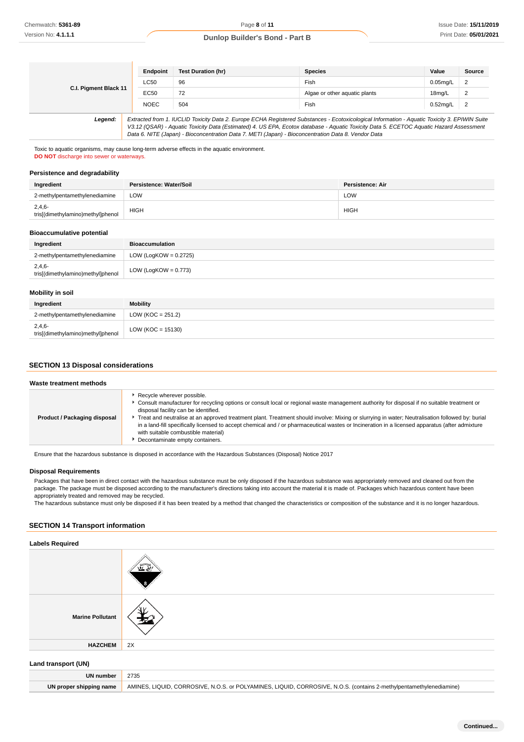| | Endpoint | Test Duration (hr) | Species | Value | Source |
|---|---|---|---|---|---|
| C.I. Pigment Black 11 | LC50 | 96 | Fish | 0.05mg/L | 2 |
| | EC50 | 72 | Algae or other aquatic plants | 18mg/L | 2 |
| | NOEC | 504 | Fish | 0.52mg/L | 2 |

| | |
|---|---|
| ***Legend:*** | *Extracted from 1. IUCLID Toxicity Data 2. Europe ECHA Registered Substances - Ecotoxicological Information - Aquatic Toxicity 3. EPIWIN Suite V3.12 (QSAR) - Aquatic Toxicity Data (Estimated) 4. US EPA, Ecotox database - Aquatic Toxicity Data 5. ECETOC Aquatic Hazard Assessment Data 6. NITE (Japan) - Bioconcentration Data 7. METI (Japan) - Bioconcentration Data 8. Vendor Data* |

Toxic to aquatic organisms, may cause long-term adverse effects in the aquatic environment.
**DO NOT** discharge into sewer or waterways.

### Persistence and degradability

| Ingredient | Persistence: Water/Soil | Persistence: Air |
|---|---|---|
| 2-methylpentamethylenediamine | LOW | LOW |
| 2,4,6-tris[(dimethylamino)methyl]phenol | HIGH | HIGH |

### Bioaccumulative potential

| Ingredient | Bioaccumulation |
|---|---|
| 2-methylpentamethylenediamine | LOW (LogKOW = 0.2725) |
| 2,4,6-tris[(dimethylamino)methyl]phenol | LOW (LogKOW = 0.773) |

### Mobility in soil

| Ingredient | Mobility |
|---|---|
| 2-methylpentamethylenediamine | LOW (KOC = 251.2) |
| 2,4,6-tris[(dimethylamino)methyl]phenol | LOW (KOC = 15130) |

## SECTION 13 Disposal considerations

### Waste treatment methods

| | |
|---|---|
| **Product / Packaging disposal** | ▸ Recycle wherever possible.<br>▸ Consult manufacturer for recycling options or consult local or regional waste management authority for disposal if no suitable treatment or disposal facility can be identified.<br>▸ Treat and neutralise at an approved treatment plant. Treatment should involve: Mixing or slurrying in water; Neutralisation followed by: burial in a land-fill specifically licensed to accept chemical and / or pharmaceutical wastes or Incineration in a licensed apparatus (after admixture with suitable combustible material)<br>▸ Decontaminate empty containers. |

Ensure that the hazardous substance is disposed in accordance with the Hazardous Substances (Disposal) Notice 2017

### Disposal Requirements

Packages that have been in direct contact with the hazardous substance must be only disposed if the hazardous substance was appropriately removed and cleaned out from the package. The package must be disposed according to the manufacturer's directions taking into account the material it is made of. Packages which hazardous content have been appropriately treated and removed may be recycled.
The hazardous substance must only be disposed if it has been treated by a method that changed the characteristics or composition of the substance and it is no longer hazardous.

## SECTION 14 Transport information

### Labels Required

| | |
|---|---|
| | |
| **Marine Pollutant** | |
| **HAZCHEM** | 2X |

### Land transport (UN)

| | |
|---|---|
| **UN number** | 2735 |
| **UN proper shipping name** | AMINES, LIQUID, CORROSIVE, N.O.S. or POLYAMINES, LIQUID, CORROSIVE, N.O.S. (contains 2-methylpentamethylenediamine) |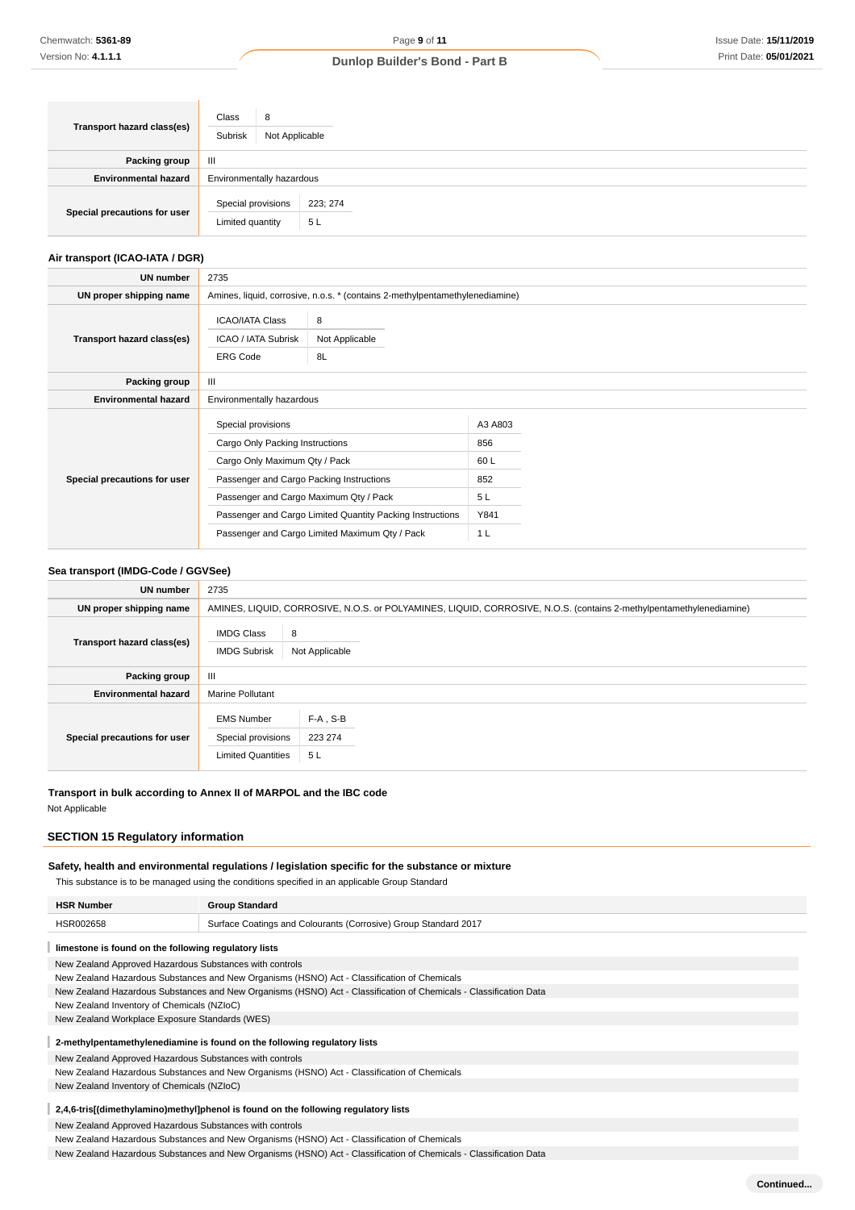| | |
|---|---|
| **Transport hazard class(es)** | Class: 8<br>Subrisk: Not Applicable |
| **Packing group** | III |
| **Environmental hazard** | Environmentally hazardous |
| **Special precautions for user** | Special provisions: 223; 274<br>Limited quantity: 5 L |

### Air transport (ICAO-IATA / DGR)

| | |
|---|---|
| **UN number** | 2735 |
| **UN proper shipping name** | Amines, liquid, corrosive, n.o.s. * (contains 2-methylpentamethylenediamine) |
| **Transport hazard class(es)** | ICAO/IATA Class: 8<br>ICAO / IATA Subrisk: Not Applicable<br>ERG Code: 8L |
| **Packing group** | III |
| **Environmental hazard** | Environmentally hazardous |
| **Special precautions for user** | Special provisions: A3 A803<br>Cargo Only Packing Instructions: 856<br>Cargo Only Maximum Qty / Pack: 60 L<br>Passenger and Cargo Packing Instructions: 852<br>Passenger and Cargo Maximum Qty / Pack: 5 L<br>Passenger and Cargo Limited Quantity Packing Instructions: Y841<br>Passenger and Cargo Limited Maximum Qty / Pack: 1 L |

### Sea transport (IMDG-Code / GGVSee)

| | |
|---|---|
| **UN number** | 2735 |
| **UN proper shipping name** | AMINES, LIQUID, CORROSIVE, N.O.S. or POLYAMINES, LIQUID, CORROSIVE, N.O.S. (contains 2-methylpentamethylenediamine) |
| **Transport hazard class(es)** | IMDG Class: 8<br>IMDG Subrisk: Not Applicable |
| **Packing group** | III |
| **Environmental hazard** | Marine Pollutant |
| **Special precautions for user** | EMS Number: F-A , S-B<br>Special provisions: 223 274<br>Limited Quantities: 5 L |

### Transport in bulk according to Annex II of MARPOL and the IBC code

Not Applicable

## SECTION 15 Regulatory information

### Safety, health and environmental regulations / legislation specific for the substance or mixture

This substance is to be managed using the conditions specified in an applicable Group Standard

| HSR Number | Group Standard |
|---|---|
| HSR002658 | Surface Coatings and Colourants (Corrosive) Group Standard 2017 |

**limestone is found on the following regulatory lists**

New Zealand Approved Hazardous Substances with controls
New Zealand Hazardous Substances and New Organisms (HSNO) Act - Classification of Chemicals
New Zealand Hazardous Substances and New Organisms (HSNO) Act - Classification of Chemicals - Classification Data
New Zealand Inventory of Chemicals (NZIoC)
New Zealand Workplace Exposure Standards (WES)

**2-methylpentamethylenediamine is found on the following regulatory lists**

New Zealand Approved Hazardous Substances with controls
New Zealand Hazardous Substances and New Organisms (HSNO) Act - Classification of Chemicals
New Zealand Inventory of Chemicals (NZIoC)

**2,4,6-tris[(dimethylamino)methyl]phenol is found on the following regulatory lists**

New Zealand Approved Hazardous Substances with controls
New Zealand Hazardous Substances and New Organisms (HSNO) Act - Classification of Chemicals
New Zealand Hazardous Substances and New Organisms (HSNO) Act - Classification of Chemicals - Classification Data

**Continued...**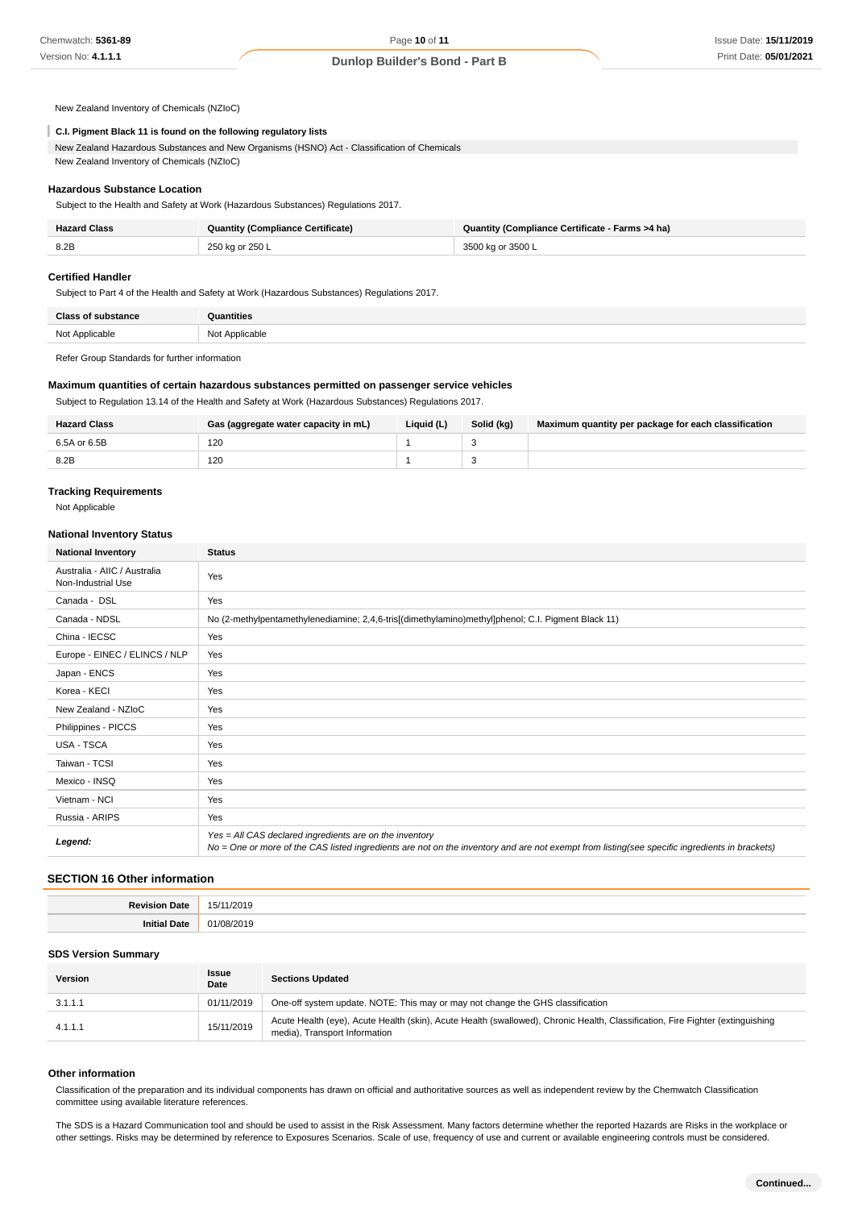New Zealand Inventory of Chemicals (NZIoC)

**C.I. Pigment Black 11 is found on the following regulatory lists**

New Zealand Hazardous Substances and New Organisms (HSNO) Act - Classification of Chemicals
New Zealand Inventory of Chemicals (NZIoC)

### Hazardous Substance Location

Subject to the Health and Safety at Work (Hazardous Substances) Regulations 2017.

| Hazard Class | Quantity (Compliance Certificate) | Quantity (Compliance Certificate - Farms >4 ha) |
|---|---|---|
| 8.2B | 250 kg or 250 L | 3500 kg or 3500 L |

### Certified Handler

Subject to Part 4 of the Health and Safety at Work (Hazardous Substances) Regulations 2017.

| Class of substance | Quantities |
|---|---|
| Not Applicable | Not Applicable |

Refer Group Standards for further information

### Maximum quantities of certain hazardous substances permitted on passenger service vehicles

Subject to Regulation 13.14 of the Health and Safety at Work (Hazardous Substances) Regulations 2017.

| Hazard Class | Gas (aggregate water capacity in mL) | Liquid (L) | Solid (kg) | Maximum quantity per package for each classification |
|---|---|---|---|---|
| 6.5A or 6.5B | 120 | 1 | 3 | |
| 8.2B | 120 | 1 | 3 | |

### Tracking Requirements

Not Applicable

### National Inventory Status

| National Inventory | Status |
|---|---|
| Australia - AIIC / Australia Non-Industrial Use | Yes |
| Canada - DSL | Yes |
| Canada - NDSL | No (2-methylpentamethylenediamine; 2,4,6-tris[(dimethylamino)methyl]phenol; C.I. Pigment Black 11) |
| China - IECSC | Yes |
| Europe - EINEC / ELINCS / NLP | Yes |
| Japan - ENCS | Yes |
| Korea - KECI | Yes |
| New Zealand - NZIoC | Yes |
| Philippines - PICCS | Yes |
| USA - TSCA | Yes |
| Taiwan - TCSI | Yes |
| Mexico - INSQ | Yes |
| Vietnam - NCI | Yes |
| Russia - ARIPS | Yes |
| ***Legend:*** | *Yes = All CAS declared ingredients are on the inventory*<br>*No = One or more of the CAS listed ingredients are not on the inventory and are not exempt from listing(see specific ingredients in brackets)* |

## SECTION 16 Other information

| | |
|---|---|
| **Revision Date** | 15/11/2019 |
| **Initial Date** | 01/08/2019 |

### SDS Version Summary

| Version | Issue Date | Sections Updated |
|---|---|---|
| 3.1.1.1 | 01/11/2019 | One-off system update. NOTE: This may or may not change the GHS classification |
| 4.1.1.1 | 15/11/2019 | Acute Health (eye), Acute Health (skin), Acute Health (swallowed), Chronic Health, Classification, Fire Fighter (extinguishing media), Transport Information |

### Other information

Classification of the preparation and its individual components has drawn on official and authoritative sources as well as independent review by the Chemwatch Classification committee using available literature references.

The SDS is a Hazard Communication tool and should be used to assist in the Risk Assessment. Many factors determine whether the reported Hazards are Risks in the workplace or other settings. Risks may be determined by reference to Exposures Scenarios. Scale of use, frequency of use and current or available engineering controls must be considered.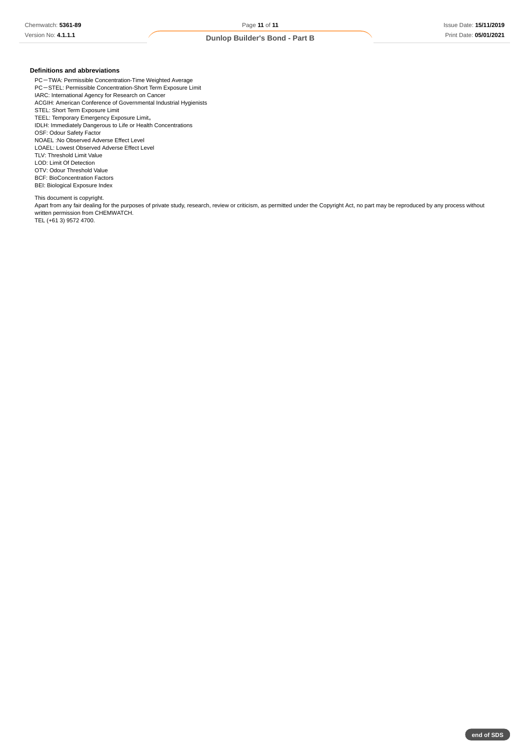### Definitions and abbreviations

PC－TWA: Permissible Concentration-Time Weighted Average
PC－STEL: Permissible Concentration-Short Term Exposure Limit
IARC: International Agency for Research on Cancer
ACGIH: American Conference of Governmental Industrial Hygienists
STEL: Short Term Exposure Limit
TEEL: Temporary Emergency Exposure Limit。
IDLH: Immediately Dangerous to Life or Health Concentrations
OSF: Odour Safety Factor
NOAEL :No Observed Adverse Effect Level
LOAEL: Lowest Observed Adverse Effect Level
TLV: Threshold Limit Value
LOD: Limit Of Detection
OTV: Odour Threshold Value
BCF: BioConcentration Factors
BEI: Biological Exposure Index

This document is copyright.
Apart from any fair dealing for the purposes of private study, research, review or criticism, as permitted under the Copyright Act, no part may be reproduced by any process without written permission from CHEMWATCH.
TEL (+61 3) 9572 4700.

end of SDS